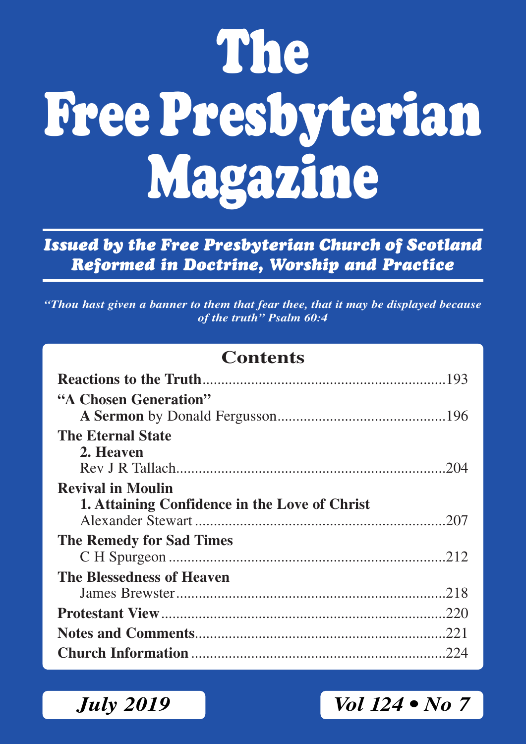# The Free Presbyterian Magazine

***Issued by the Free Presbyterian Church of Scotland***
***Reformed in Doctrine, Worship and Practice***

***"Thou hast given a banner to them that fear thee, that it may be displayed because of the truth" Psalm 60:4***

## Contents

**Reactions to the Truth**.................................................................193

**"A Chosen Generation"**
**A Sermon** by Donald Fergusson............................................196

**The Eternal State**
**2. Heaven**
Rev J R Tallach.........................................................................204

**Revival in Moulin**
**1. Attaining Confidence in the Love of Christ**
Alexander Stewart ...................................................................207

**The Remedy for Sad Times**
C H Spurgeon ..........................................................................212

**The Blessedness of Heaven**
James Brewster.........................................................................218

**Protestant View**...........................................................................220

**Notes and Comments**..................................................................221

**Church Information** ...................................................................224

***July 2019*** ***Vol 124 • No 7***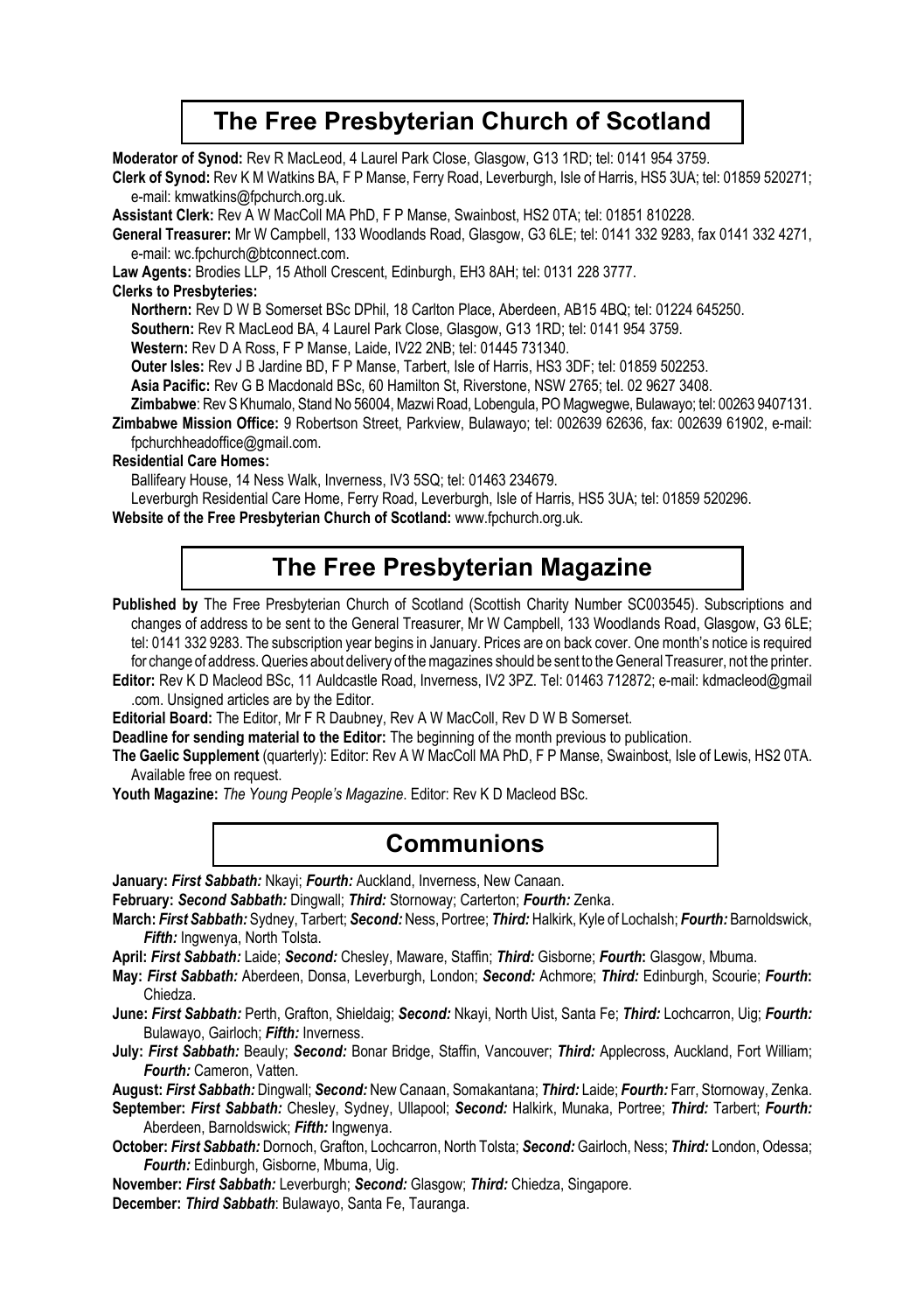## The Free Presbyterian Church of Scotland

**Moderator of Synod:** Rev R MacLeod, 4 Laurel Park Close, Glasgow, G13 1RD; tel: 0141 954 3759.

**Clerk of Synod:** Rev K M Watkins BA, F P Manse, Ferry Road, Leverburgh, Isle of Harris, HS5 3UA; tel: 01859 520271; e-mail: kmwatkins@fpchurch.org.uk.

**Assistant Clerk:** Rev A W MacColl MA PhD, F P Manse, Swainbost, HS2 0TA; tel: 01851 810228.

**General Treasurer:** Mr W Campbell, 133 Woodlands Road, Glasgow, G3 6LE; tel: 0141 332 9283, fax 0141 332 4271, e-mail: wc.fpchurch@btconnect.com.

**Law Agents:** Brodies LLP, 15 Atholl Crescent, Edinburgh, EH3 8AH; tel: 0131 228 3777.

**Clerks to Presbyteries:**

**Northern:** Rev D W B Somerset BSc DPhil, 18 Carlton Place, Aberdeen, AB15 4BQ; tel: 01224 645250.

**Southern:** Rev R MacLeod BA, 4 Laurel Park Close, Glasgow, G13 1RD; tel: 0141 954 3759.

**Western:** Rev D A Ross, F P Manse, Laide, IV22 2NB; tel: 01445 731340.

**Outer Isles:** Rev J B Jardine BD, F P Manse, Tarbert, Isle of Harris, HS3 3DF; tel: 01859 502253.

**Asia Pacific:** Rev G B Macdonald BSc, 60 Hamilton St, Riverstone, NSW 2765; tel. 02 9627 3408.

**Zimbabwe**: Rev S Khumalo, Stand No 56004, Mazwi Road, Lobengula, PO Magwegwe, Bulawayo; tel: 00263 9407131.

**Zimbabwe Mission Office:** 9 Robertson Street, Parkview, Bulawayo; tel: 002639 62636, fax: 002639 61902, e-mail: fpchurchheadoffice@gmail.com.

**Residential Care Homes:**

Ballifeary House, 14 Ness Walk, Inverness, IV3 5SQ; tel: 01463 234679.

Leverburgh Residential Care Home, Ferry Road, Leverburgh, Isle of Harris, HS5 3UA; tel: 01859 520296.

**Website of the Free Presbyterian Church of Scotland:** www.fpchurch.org.uk.

## The Free Presbyterian Magazine

**Published by** The Free Presbyterian Church of Scotland (Scottish Charity Number SC003545). Subscriptions and changes of address to be sent to the General Treasurer, Mr W Campbell, 133 Woodlands Road, Glasgow, G3 6LE; tel: 0141 332 9283. The subscription year begins in January. Prices are on back cover. One month's notice is required for change of address. Queries about delivery of the magazines should be sent to the General Treasurer, not the printer.

**Editor:** Rev K D Macleod BSc, 11 Auldcastle Road, Inverness, IV2 3PZ. Tel: 01463 712872; e-mail: kdmacleod@gmail.com. Unsigned articles are by the Editor.

**Editorial Board:** The Editor, Mr F R Daubney, Rev A W MacColl, Rev D W B Somerset.

**Deadline for sending material to the Editor:** The beginning of the month previous to publication.

**The Gaelic Supplement** (quarterly): Editor: Rev A W MacColl MA PhD, F P Manse, Swainbost, Isle of Lewis, HS2 0TA. Available free on request.

**Youth Magazine:** *The Young People's Magazine*. Editor: Rev K D Macleod BSc.

## Communions

**January:** ***First Sabbath:*** Nkayi; ***Fourth:*** Auckland, Inverness, New Canaan.

**February:** ***Second Sabbath:*** Dingwall; ***Third:*** Stornoway; Carterton; ***Fourth:*** Zenka.

**March:** ***First Sabbath:*** Sydney, Tarbert; ***Second:*** Ness, Portree; ***Third:*** Halkirk, Kyle of Lochalsh; ***Fourth:*** Barnoldswick, ***Fifth:*** Ingwenya, North Tolsta.

**April:** ***First Sabbath:*** Laide; ***Second:*** Chesley, Maware, Staffin; ***Third:*** Gisborne; ***Fourth*:** Glasgow, Mbuma.

**May:** ***First Sabbath:*** Aberdeen, Donsa, Leverburgh, London; ***Second:*** Achmore; ***Third:*** Edinburgh, Scourie; ***Fourth*:** Chiedza.

**June:** ***First Sabbath:*** Perth, Grafton, Shieldaig; ***Second:*** Nkayi, North Uist, Santa Fe; ***Third:*** Lochcarron, Uig; ***Fourth:*** Bulawayo, Gairloch; ***Fifth:*** Inverness.

**July:** ***First Sabbath:*** Beauly; ***Second:*** Bonar Bridge, Staffin, Vancouver; ***Third:*** Applecross, Auckland, Fort William; ***Fourth:*** Cameron, Vatten.

**August:** ***First Sabbath:*** Dingwall; ***Second:*** New Canaan, Somakantana; ***Third:*** Laide; ***Fourth:*** Farr, Stornoway, Zenka.

**September:** ***First Sabbath:*** Chesley, Sydney, Ullapool; ***Second:*** Halkirk, Munaka, Portree; ***Third:*** Tarbert; ***Fourth:*** Aberdeen, Barnoldswick; ***Fifth:*** Ingwenya.

**October:** ***First Sabbath:*** Dornoch, Grafton, Lochcarron, North Tolsta; ***Second:*** Gairloch, Ness; ***Third:*** London, Odessa; ***Fourth:*** Edinburgh, Gisborne, Mbuma, Uig.

**November:** ***First Sabbath:*** Leverburgh; ***Second:*** Glasgow; ***Third:*** Chiedza, Singapore.

**December:** ***Third Sabbath***: Bulawayo, Santa Fe, Tauranga.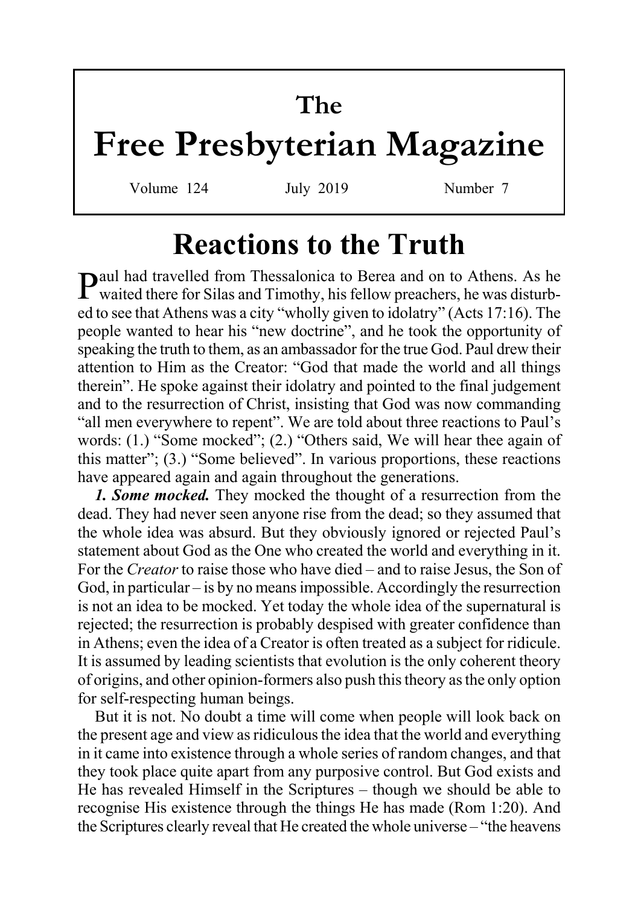# The
# Free Presbyterian Magazine

Volume 124 July 2019 Number 7

## Reactions to the Truth

Paul had travelled from Thessalonica to Berea and on to Athens. As he waited there for Silas and Timothy, his fellow preachers, he was disturbed to see that Athens was a city "wholly given to idolatry" (Acts 17:16). The people wanted to hear his "new doctrine", and he took the opportunity of speaking the truth to them, as an ambassador for the true God. Paul drew their attention to Him as the Creator: "God that made the world and all things therein". He spoke against their idolatry and pointed to the final judgement and to the resurrection of Christ, insisting that God was now commanding "all men everywhere to repent". We are told about three reactions to Paul's words: (1.) "Some mocked"; (2.) "Others said, We will hear thee again of this matter"; (3.) "Some believed". In various proportions, these reactions have appeared again and again throughout the generations.

***1. Some mocked.*** They mocked the thought of a resurrection from the dead. They had never seen anyone rise from the dead; so they assumed that the whole idea was absurd. But they obviously ignored or rejected Paul's statement about God as the One who created the world and everything in it. For the *Creator* to raise those who have died – and to raise Jesus, the Son of God, in particular – is by no means impossible. Accordingly the resurrection is not an idea to be mocked. Yet today the whole idea of the supernatural is rejected; the resurrection is probably despised with greater confidence than in Athens; even the idea of a Creator is often treated as a subject for ridicule. It is assumed by leading scientists that evolution is the only coherent theory of origins, and other opinion-formers also push this theory as the only option for self-respecting human beings.

But it is not. No doubt a time will come when people will look back on the present age and view as ridiculous the idea that the world and everything in it came into existence through a whole series of random changes, and that they took place quite apart from any purposive control. But God exists and He has revealed Himself in the Scriptures – though we should be able to recognise His existence through the things He has made (Rom 1:20). And the Scriptures clearly reveal that He created the whole universe – "the heavens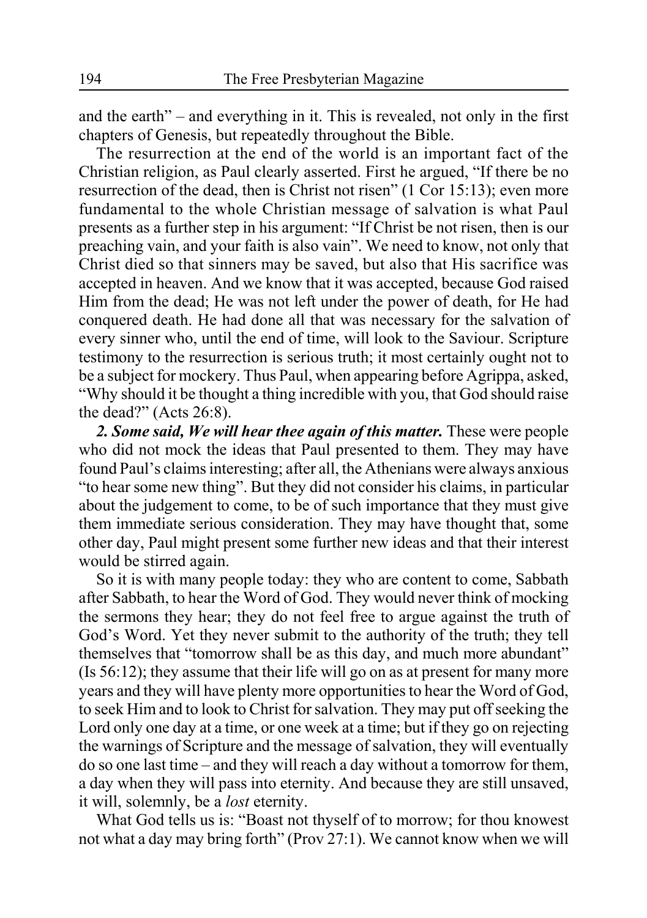and the earth" – and everything in it. This is revealed, not only in the first chapters of Genesis, but repeatedly throughout the Bible.

The resurrection at the end of the world is an important fact of the Christian religion, as Paul clearly asserted. First he argued, "If there be no resurrection of the dead, then is Christ not risen" (1 Cor 15:13); even more fundamental to the whole Christian message of salvation is what Paul presents as a further step in his argument: "If Christ be not risen, then is our preaching vain, and your faith is also vain". We need to know, not only that Christ died so that sinners may be saved, but also that His sacrifice was accepted in heaven. And we know that it was accepted, because God raised Him from the dead; He was not left under the power of death, for He had conquered death. He had done all that was necessary for the salvation of every sinner who, until the end of time, will look to the Saviour. Scripture testimony to the resurrection is serious truth; it most certainly ought not to be a subject for mockery. Thus Paul, when appearing before Agrippa, asked, "Why should it be thought a thing incredible with you, that God should raise the dead?" (Acts 26:8).

***2. Some said, We will hear thee again of this matter.*** These were people who did not mock the ideas that Paul presented to them. They may have found Paul's claims interesting; after all, the Athenians were always anxious "to hear some new thing". But they did not consider his claims, in particular about the judgement to come, to be of such importance that they must give them immediate serious consideration. They may have thought that, some other day, Paul might present some further new ideas and that their interest would be stirred again.

So it is with many people today: they who are content to come, Sabbath after Sabbath, to hear the Word of God. They would never think of mocking the sermons they hear; they do not feel free to argue against the truth of God's Word. Yet they never submit to the authority of the truth; they tell themselves that "tomorrow shall be as this day, and much more abundant" (Is 56:12); they assume that their life will go on as at present for many more years and they will have plenty more opportunities to hear the Word of God, to seek Him and to look to Christ for salvation. They may put off seeking the Lord only one day at a time, or one week at a time; but if they go on rejecting the warnings of Scripture and the message of salvation, they will eventually do so one last time – and they will reach a day without a tomorrow for them, a day when they will pass into eternity. And because they are still unsaved, it will, solemnly, be a *lost* eternity.

What God tells us is: "Boast not thyself of to morrow; for thou knowest not what a day may bring forth" (Prov 27:1). We cannot know when we will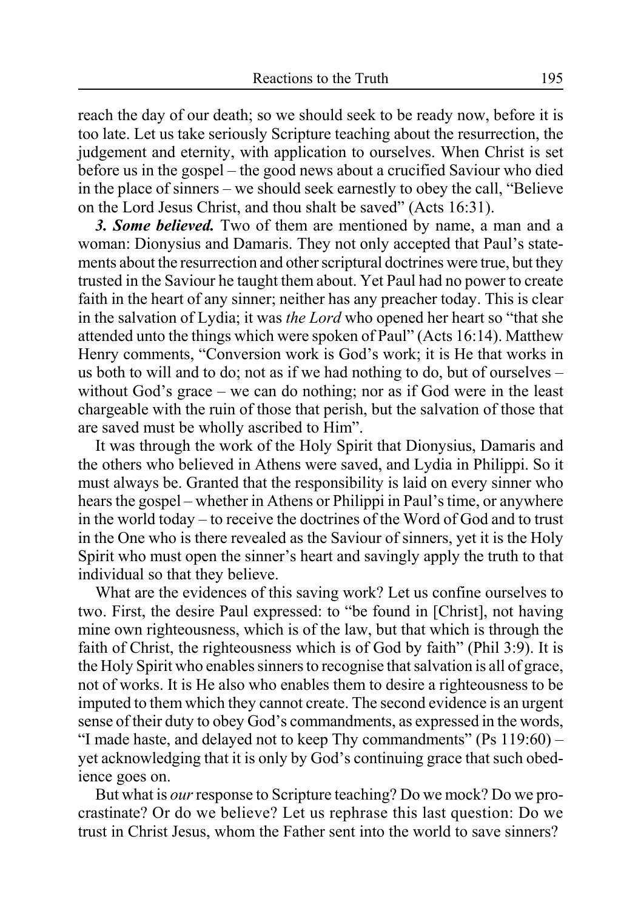reach the day of our death; so we should seek to be ready now, before it is too late. Let us take seriously Scripture teaching about the resurrection, the judgement and eternity, with application to ourselves. When Christ is set before us in the gospel – the good news about a crucified Saviour who died in the place of sinners – we should seek earnestly to obey the call, "Believe on the Lord Jesus Christ, and thou shalt be saved" (Acts 16:31).

***3. Some believed.*** Two of them are mentioned by name, a man and a woman: Dionysius and Damaris. They not only accepted that Paul's statements about the resurrection and other scriptural doctrines were true, but they trusted in the Saviour he taught them about. Yet Paul had no power to create faith in the heart of any sinner; neither has any preacher today. This is clear in the salvation of Lydia; it was *the Lord* who opened her heart so "that she attended unto the things which were spoken of Paul" (Acts 16:14). Matthew Henry comments, "Conversion work is God's work; it is He that works in us both to will and to do; not as if we had nothing to do, but of ourselves – without God's grace – we can do nothing; nor as if God were in the least chargeable with the ruin of those that perish, but the salvation of those that are saved must be wholly ascribed to Him".

It was through the work of the Holy Spirit that Dionysius, Damaris and the others who believed in Athens were saved, and Lydia in Philippi. So it must always be. Granted that the responsibility is laid on every sinner who hears the gospel – whether in Athens or Philippi in Paul's time, or anywhere in the world today – to receive the doctrines of the Word of God and to trust in the One who is there revealed as the Saviour of sinners, yet it is the Holy Spirit who must open the sinner's heart and savingly apply the truth to that individual so that they believe.

What are the evidences of this saving work? Let us confine ourselves to two. First, the desire Paul expressed: to "be found in [Christ], not having mine own righteousness, which is of the law, but that which is through the faith of Christ, the righteousness which is of God by faith" (Phil 3:9). It is the Holy Spirit who enables sinners to recognise that salvation is all of grace, not of works. It is He also who enables them to desire a righteousness to be imputed to them which they cannot create. The second evidence is an urgent sense of their duty to obey God's commandments, as expressed in the words, "I made haste, and delayed not to keep Thy commandments" (Ps 119:60) – yet acknowledging that it is only by God's continuing grace that such obedience goes on.

But what is *our* response to Scripture teaching? Do we mock? Do we procrastinate? Or do we believe? Let us rephrase this last question: Do we trust in Christ Jesus, whom the Father sent into the world to save sinners?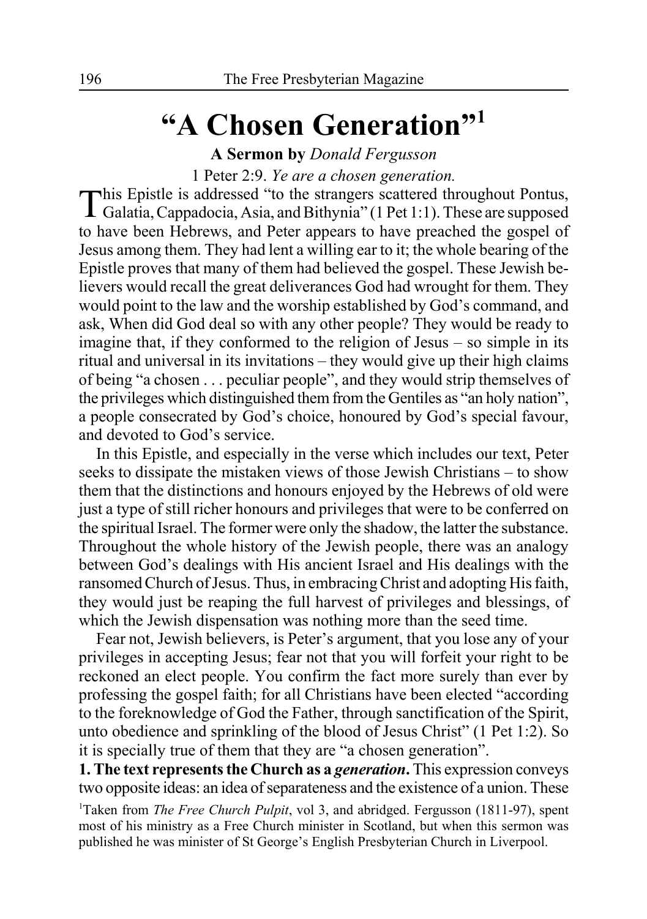# "A Chosen Generation"[1]

**A Sermon by** *Donald Fergusson*

1 Peter 2:9. *Ye are a chosen generation.*

This Epistle is addressed "to the strangers scattered throughout Pontus, Galatia, Cappadocia, Asia, and Bithynia" (1 Pet 1:1). These are supposed to have been Hebrews, and Peter appears to have preached the gospel of Jesus among them. They had lent a willing ear to it; the whole bearing of the Epistle proves that many of them had believed the gospel. These Jewish believers would recall the great deliverances God had wrought for them. They would point to the law and the worship established by God's command, and ask, When did God deal so with any other people? They would be ready to imagine that, if they conformed to the religion of Jesus – so simple in its ritual and universal in its invitations – they would give up their high claims of being "a chosen . . . peculiar people", and they would strip themselves of the privileges which distinguished them from the Gentiles as "an holy nation", a people consecrated by God's choice, honoured by God's special favour, and devoted to God's service.

In this Epistle, and especially in the verse which includes our text, Peter seeks to dissipate the mistaken views of those Jewish Christians – to show them that the distinctions and honours enjoyed by the Hebrews of old were just a type of still richer honours and privileges that were to be conferred on the spiritual Israel. The former were only the shadow, the latter the substance. Throughout the whole history of the Jewish people, there was an analogy between God's dealings with His ancient Israel and His dealings with the ransomed Church of Jesus. Thus, in embracing Christ and adopting His faith, they would just be reaping the full harvest of privileges and blessings, of which the Jewish dispensation was nothing more than the seed time.

Fear not, Jewish believers, is Peter's argument, that you lose any of your privileges in accepting Jesus; fear not that you will forfeit your right to be reckoned an elect people. You confirm the fact more surely than ever by professing the gospel faith; for all Christians have been elected "according to the foreknowledge of God the Father, through sanctification of the Spirit, unto obedience and sprinkling of the blood of Jesus Christ" (1 Pet 1:2). So it is specially true of them that they are "a chosen generation".

**1. The text represents the Church as a *generation*.** This expression conveys two opposite ideas: an idea of separateness and the existence of a union. These

[1]Taken from *The Free Church Pulpit*, vol 3, and abridged. Fergusson (1811-97), spent most of his ministry as a Free Church minister in Scotland, but when this sermon was published he was minister of St George's English Presbyterian Church in Liverpool.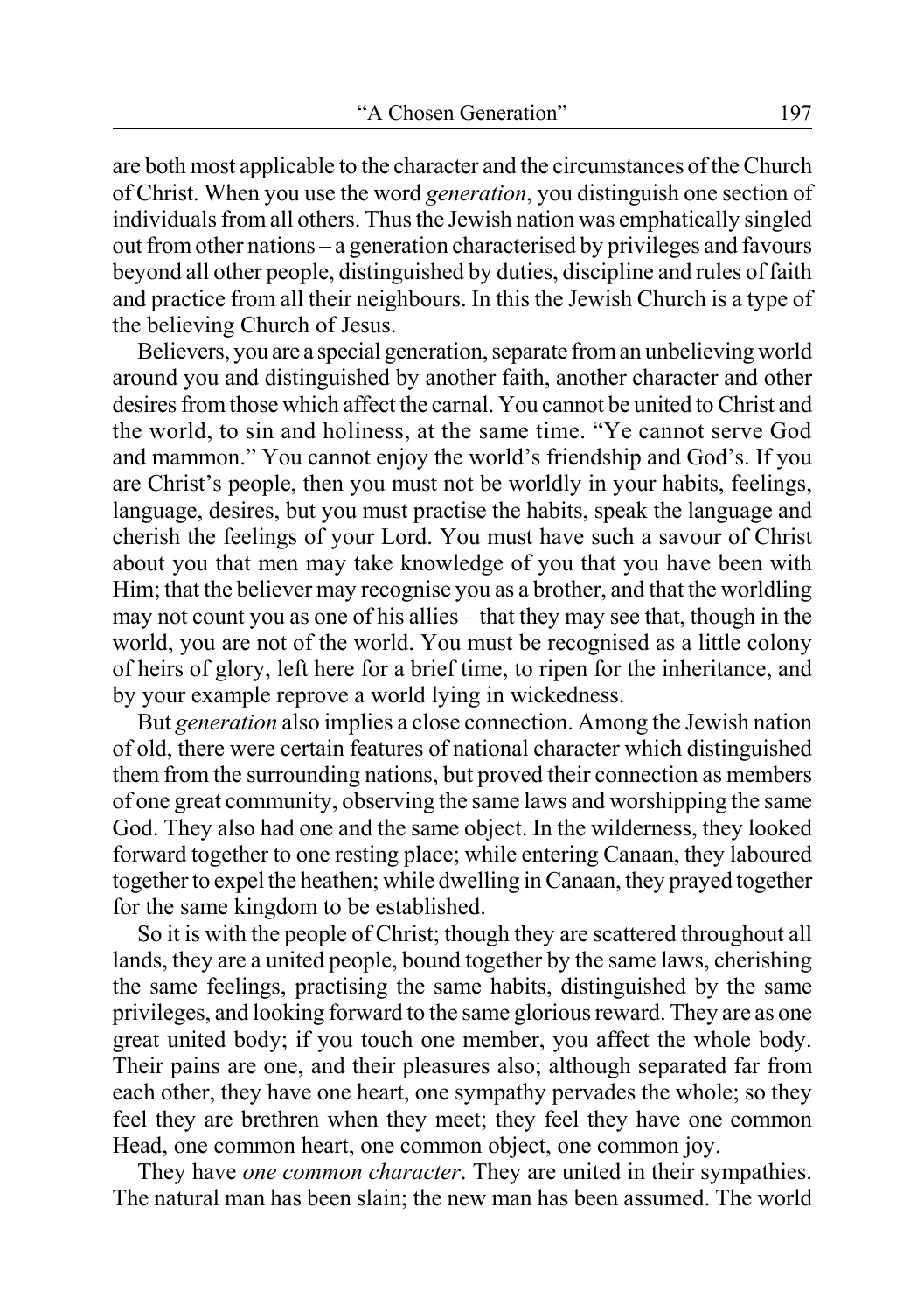are both most applicable to the character and the circumstances of the Church of Christ. When you use the word *generation*, you distinguish one section of individuals from all others. Thus the Jewish nation was emphatically singled out from other nations – a generation characterised by privileges and favours beyond all other people, distinguished by duties, discipline and rules of faith and practice from all their neighbours. In this the Jewish Church is a type of the believing Church of Jesus.

Believers, you are a special generation, separate from an unbelieving world around you and distinguished by another faith, another character and other desires from those which affect the carnal. You cannot be united to Christ and the world, to sin and holiness, at the same time. "Ye cannot serve God and mammon." You cannot enjoy the world's friendship and God's. If you are Christ's people, then you must not be worldly in your habits, feelings, language, desires, but you must practise the habits, speak the language and cherish the feelings of your Lord. You must have such a savour of Christ about you that men may take knowledge of you that you have been with Him; that the believer may recognise you as a brother, and that the worldling may not count you as one of his allies – that they may see that, though in the world, you are not of the world. You must be recognised as a little colony of heirs of glory, left here for a brief time, to ripen for the inheritance, and by your example reprove a world lying in wickedness.

But *generation* also implies a close connection. Among the Jewish nation of old, there were certain features of national character which distinguished them from the surrounding nations, but proved their connection as members of one great community, observing the same laws and worshipping the same God. They also had one and the same object. In the wilderness, they looked forward together to one resting place; while entering Canaan, they laboured together to expel the heathen; while dwelling in Canaan, they prayed together for the same kingdom to be established.

So it is with the people of Christ; though they are scattered throughout all lands, they are a united people, bound together by the same laws, cherishing the same feelings, practising the same habits, distinguished by the same privileges, and looking forward to the same glorious reward. They are as one great united body; if you touch one member, you affect the whole body. Their pains are one, and their pleasures also; although separated far from each other, they have one heart, one sympathy pervades the whole; so they feel they are brethren when they meet; they feel they have one common Head, one common heart, one common object, one common joy.

They have *one common character*. They are united in their sympathies. The natural man has been slain; the new man has been assumed. The world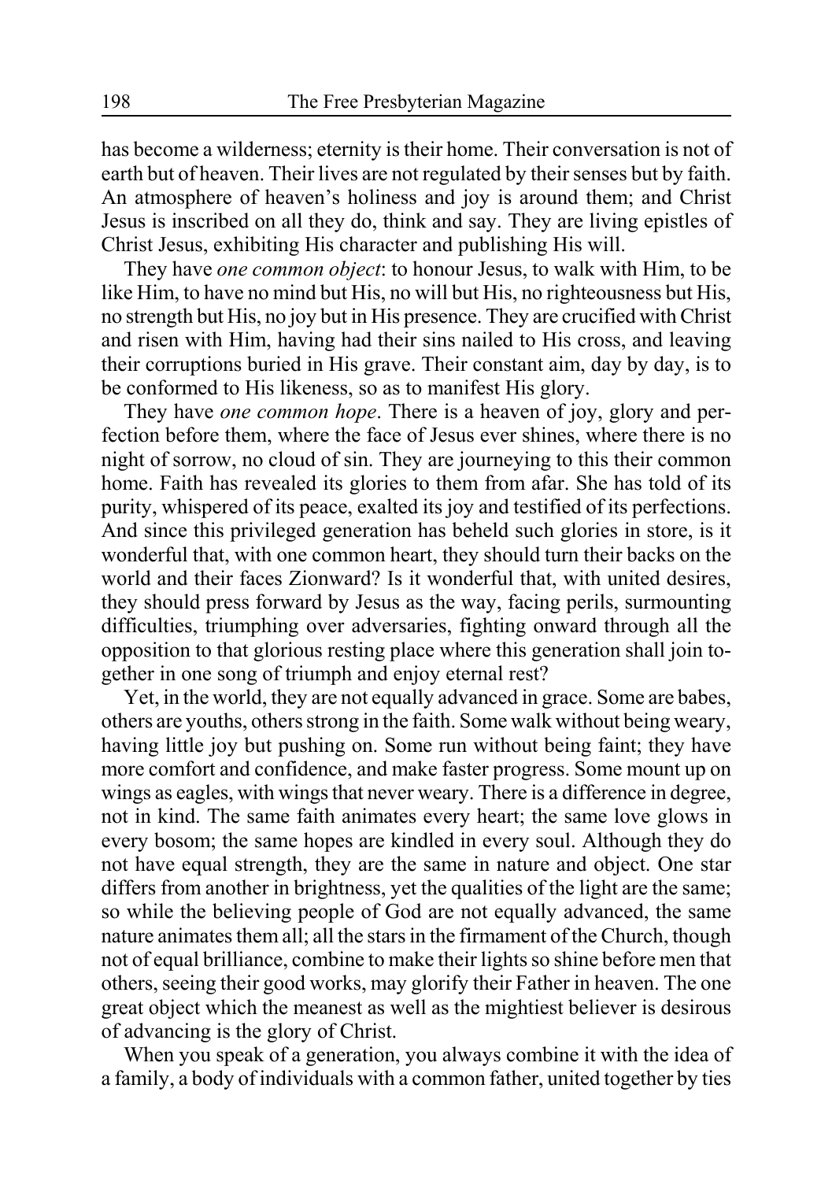has become a wilderness; eternity is their home. Their conversation is not of earth but of heaven. Their lives are not regulated by their senses but by faith. An atmosphere of heaven's holiness and joy is around them; and Christ Jesus is inscribed on all they do, think and say. They are living epistles of Christ Jesus, exhibiting His character and publishing His will.

They have *one common object*: to honour Jesus, to walk with Him, to be like Him, to have no mind but His, no will but His, no righteousness but His, no strength but His, no joy but in His presence. They are crucified with Christ and risen with Him, having had their sins nailed to His cross, and leaving their corruptions buried in His grave. Their constant aim, day by day, is to be conformed to His likeness, so as to manifest His glory.

They have *one common hope*. There is a heaven of joy, glory and perfection before them, where the face of Jesus ever shines, where there is no night of sorrow, no cloud of sin. They are journeying to this their common home. Faith has revealed its glories to them from afar. She has told of its purity, whispered of its peace, exalted its joy and testified of its perfections. And since this privileged generation has beheld such glories in store, is it wonderful that, with one common heart, they should turn their backs on the world and their faces Zionward? Is it wonderful that, with united desires, they should press forward by Jesus as the way, facing perils, surmounting difficulties, triumphing over adversaries, fighting onward through all the opposition to that glorious resting place where this generation shall join together in one song of triumph and enjoy eternal rest?

Yet, in the world, they are not equally advanced in grace. Some are babes, others are youths, others strong in the faith. Some walk without being weary, having little joy but pushing on. Some run without being faint; they have more comfort and confidence, and make faster progress. Some mount up on wings as eagles, with wings that never weary. There is a difference in degree, not in kind. The same faith animates every heart; the same love glows in every bosom; the same hopes are kindled in every soul. Although they do not have equal strength, they are the same in nature and object. One star differs from another in brightness, yet the qualities of the light are the same; so while the believing people of God are not equally advanced, the same nature animates them all; all the stars in the firmament of the Church, though not of equal brilliance, combine to make their lights so shine before men that others, seeing their good works, may glorify their Father in heaven. The one great object which the meanest as well as the mightiest believer is desirous of advancing is the glory of Christ.

When you speak of a generation, you always combine it with the idea of a family, a body of individuals with a common father, united together by ties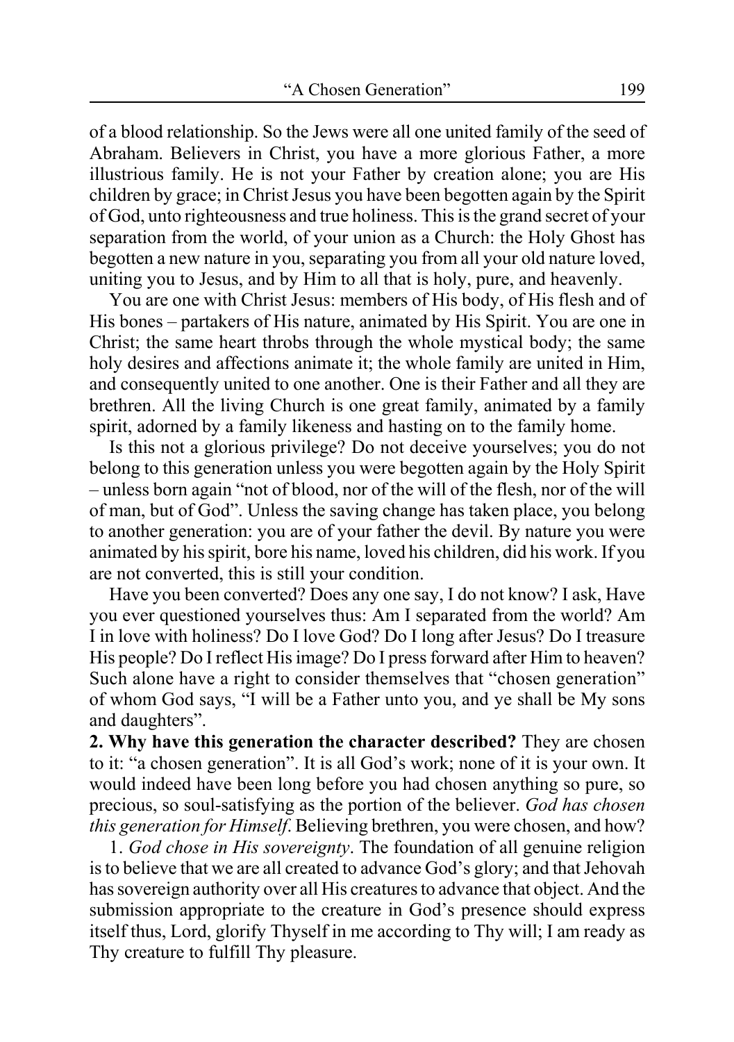of a blood relationship. So the Jews were all one united family of the seed of Abraham. Believers in Christ, you have a more glorious Father, a more illustrious family. He is not your Father by creation alone; you are His children by grace; in Christ Jesus you have been begotten again by the Spirit of God, unto righteousness and true holiness. This is the grand secret of your separation from the world, of your union as a Church: the Holy Ghost has begotten a new nature in you, separating you from all your old nature loved, uniting you to Jesus, and by Him to all that is holy, pure, and heavenly.

You are one with Christ Jesus: members of His body, of His flesh and of His bones – partakers of His nature, animated by His Spirit. You are one in Christ; the same heart throbs through the whole mystical body; the same holy desires and affections animate it; the whole family are united in Him, and consequently united to one another. One is their Father and all they are brethren. All the living Church is one great family, animated by a family spirit, adorned by a family likeness and hasting on to the family home.

Is this not a glorious privilege? Do not deceive yourselves; you do not belong to this generation unless you were begotten again by the Holy Spirit – unless born again "not of blood, nor of the will of the flesh, nor of the will of man, but of God". Unless the saving change has taken place, you belong to another generation: you are of your father the devil. By nature you were animated by his spirit, bore his name, loved his children, did his work. If you are not converted, this is still your condition.

Have you been converted? Does any one say, I do not know? I ask, Have you ever questioned yourselves thus: Am I separated from the world? Am I in love with holiness? Do I love God? Do I long after Jesus? Do I treasure His people? Do I reflect His image? Do I press forward after Him to heaven? Such alone have a right to consider themselves that "chosen generation" of whom God says, "I will be a Father unto you, and ye shall be My sons and daughters".

**2. Why have this generation the character described?** They are chosen to it: "a chosen generation". It is all God's work; none of it is your own. It would indeed have been long before you had chosen anything so pure, so precious, so soul-satisfying as the portion of the believer. *God has chosen this generation for Himself*. Believing brethren, you were chosen, and how?

1. *God chose in His sovereignty*. The foundation of all genuine religion is to believe that we are all created to advance God's glory; and that Jehovah has sovereign authority over all His creatures to advance that object. And the submission appropriate to the creature in God's presence should express itself thus, Lord, glorify Thyself in me according to Thy will; I am ready as Thy creature to fulfill Thy pleasure.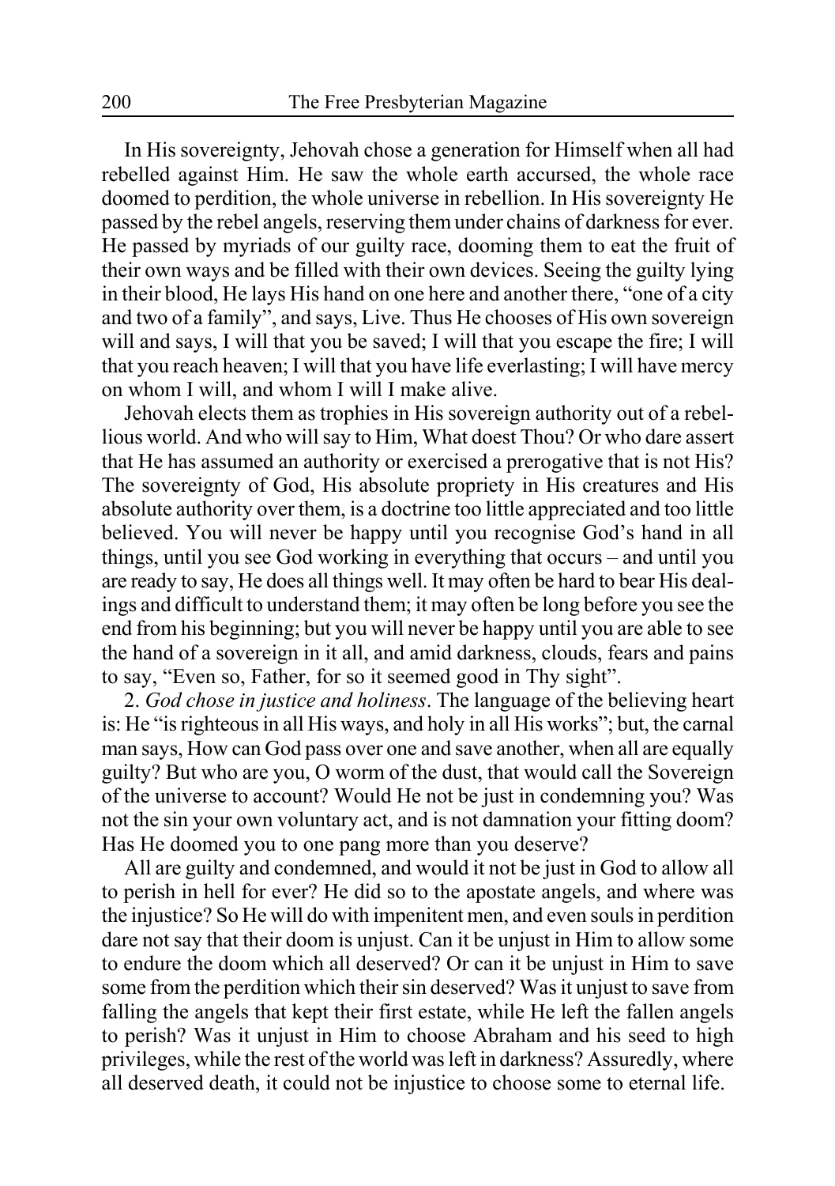In His sovereignty, Jehovah chose a generation for Himself when all had rebelled against Him. He saw the whole earth accursed, the whole race doomed to perdition, the whole universe in rebellion. In His sovereignty He passed by the rebel angels, reserving them under chains of darkness for ever. He passed by myriads of our guilty race, dooming them to eat the fruit of their own ways and be filled with their own devices. Seeing the guilty lying in their blood, He lays His hand on one here and another there, "one of a city and two of a family", and says, Live. Thus He chooses of His own sovereign will and says, I will that you be saved; I will that you escape the fire; I will that you reach heaven; I will that you have life everlasting; I will have mercy on whom I will, and whom I will I make alive.

Jehovah elects them as trophies in His sovereign authority out of a rebellious world. And who will say to Him, What doest Thou? Or who dare assert that He has assumed an authority or exercised a prerogative that is not His? The sovereignty of God, His absolute propriety in His creatures and His absolute authority over them, is a doctrine too little appreciated and too little believed. You will never be happy until you recognise God's hand in all things, until you see God working in everything that occurs – and until you are ready to say, He does all things well. It may often be hard to bear His dealings and difficult to understand them; it may often be long before you see the end from his beginning; but you will never be happy until you are able to see the hand of a sovereign in it all, and amid darkness, clouds, fears and pains to say, "Even so, Father, for so it seemed good in Thy sight".

2. *God chose in justice and holiness*. The language of the believing heart is: He "is righteous in all His ways, and holy in all His works"; but, the carnal man says, How can God pass over one and save another, when all are equally guilty? But who are you, O worm of the dust, that would call the Sovereign of the universe to account? Would He not be just in condemning you? Was not the sin your own voluntary act, and is not damnation your fitting doom? Has He doomed you to one pang more than you deserve?

All are guilty and condemned, and would it not be just in God to allow all to perish in hell for ever? He did so to the apostate angels, and where was the injustice? So He will do with impenitent men, and even souls in perdition dare not say that their doom is unjust. Can it be unjust in Him to allow some to endure the doom which all deserved? Or can it be unjust in Him to save some from the perdition which their sin deserved? Was it unjust to save from falling the angels that kept their first estate, while He left the fallen angels to perish? Was it unjust in Him to choose Abraham and his seed to high privileges, while the rest of the world was left in darkness? Assuredly, where all deserved death, it could not be injustice to choose some to eternal life.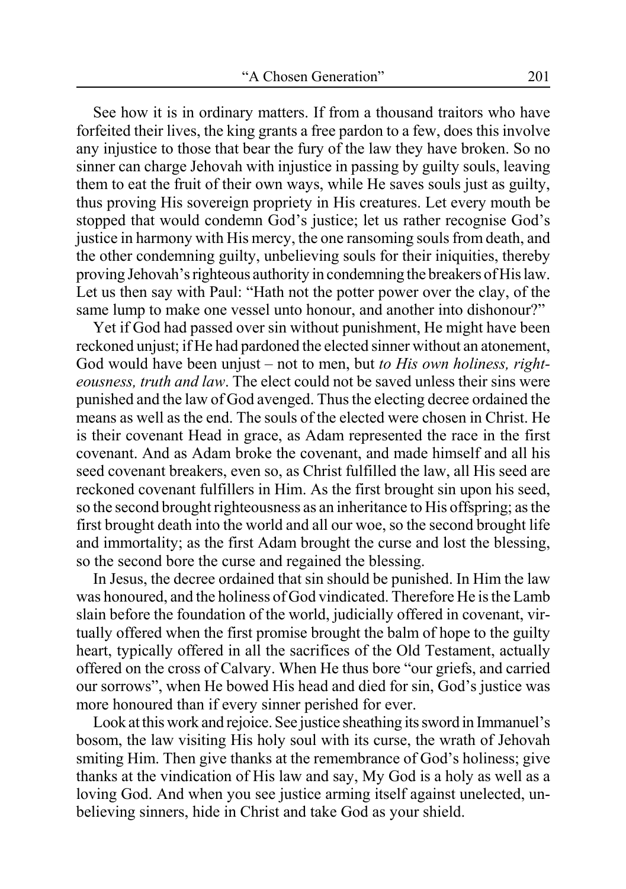See how it is in ordinary matters. If from a thousand traitors who have forfeited their lives, the king grants a free pardon to a few, does this involve any injustice to those that bear the fury of the law they have broken. So no sinner can charge Jehovah with injustice in passing by guilty souls, leaving them to eat the fruit of their own ways, while He saves souls just as guilty, thus proving His sovereign propriety in His creatures. Let every mouth be stopped that would condemn God's justice; let us rather recognise God's justice in harmony with His mercy, the one ransoming souls from death, and the other condemning guilty, unbelieving souls for their iniquities, thereby proving Jehovah's righteous authority in condemning the breakers of His law. Let us then say with Paul: "Hath not the potter power over the clay, of the same lump to make one vessel unto honour, and another into dishonour?"

Yet if God had passed over sin without punishment, He might have been reckoned unjust; if He had pardoned the elected sinner without an atonement, God would have been unjust – not to men, but *to His own holiness, righteousness, truth and law*. The elect could not be saved unless their sins were punished and the law of God avenged. Thus the electing decree ordained the means as well as the end. The souls of the elected were chosen in Christ. He is their covenant Head in grace, as Adam represented the race in the first covenant. And as Adam broke the covenant, and made himself and all his seed covenant breakers, even so, as Christ fulfilled the law, all His seed are reckoned covenant fulfillers in Him. As the first brought sin upon his seed, so the second brought righteousness as an inheritance to His offspring; as the first brought death into the world and all our woe, so the second brought life and immortality; as the first Adam brought the curse and lost the blessing, so the second bore the curse and regained the blessing.

In Jesus, the decree ordained that sin should be punished. In Him the law was honoured, and the holiness of God vindicated. Therefore He is the Lamb slain before the foundation of the world, judicially offered in covenant, virtually offered when the first promise brought the balm of hope to the guilty heart, typically offered in all the sacrifices of the Old Testament, actually offered on the cross of Calvary. When He thus bore "our griefs, and carried our sorrows", when He bowed His head and died for sin, God's justice was more honoured than if every sinner perished for ever.

Look at this work and rejoice. See justice sheathing its sword in Immanuel's bosom, the law visiting His holy soul with its curse, the wrath of Jehovah smiting Him. Then give thanks at the remembrance of God's holiness; give thanks at the vindication of His law and say, My God is a holy as well as a loving God. And when you see justice arming itself against unelected, unbelieving sinners, hide in Christ and take God as your shield.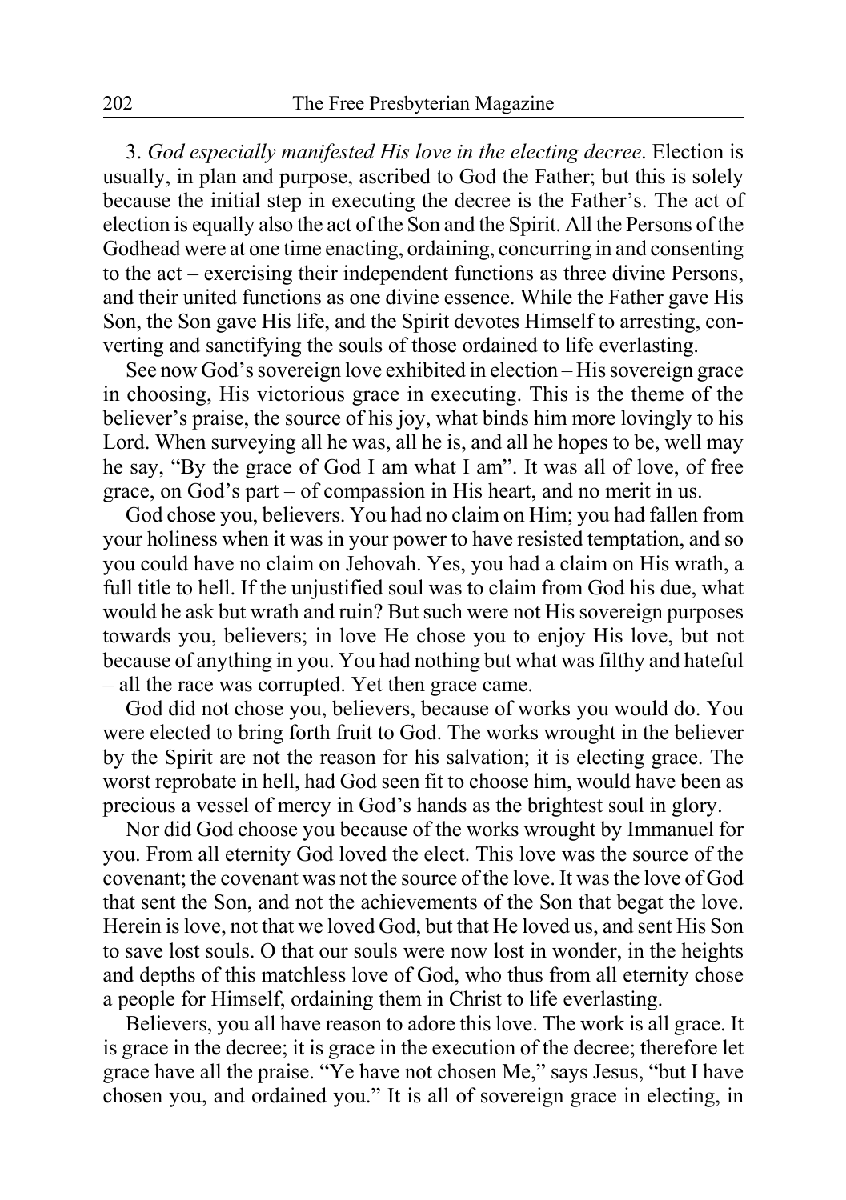3. *God especially manifested His love in the electing decree*. Election is usually, in plan and purpose, ascribed to God the Father; but this is solely because the initial step in executing the decree is the Father's. The act of election is equally also the act of the Son and the Spirit. All the Persons of the Godhead were at one time enacting, ordaining, concurring in and consenting to the act – exercising their independent functions as three divine Persons, and their united functions as one divine essence. While the Father gave His Son, the Son gave His life, and the Spirit devotes Himself to arresting, converting and sanctifying the souls of those ordained to life everlasting.

See now God's sovereign love exhibited in election – His sovereign grace in choosing, His victorious grace in executing. This is the theme of the believer's praise, the source of his joy, what binds him more lovingly to his Lord. When surveying all he was, all he is, and all he hopes to be, well may he say, "By the grace of God I am what I am". It was all of love, of free grace, on God's part – of compassion in His heart, and no merit in us.

God chose you, believers. You had no claim on Him; you had fallen from your holiness when it was in your power to have resisted temptation, and so you could have no claim on Jehovah. Yes, you had a claim on His wrath, a full title to hell. If the unjustified soul was to claim from God his due, what would he ask but wrath and ruin? But such were not His sovereign purposes towards you, believers; in love He chose you to enjoy His love, but not because of anything in you. You had nothing but what was filthy and hateful – all the race was corrupted. Yet then grace came.

God did not chose you, believers, because of works you would do. You were elected to bring forth fruit to God. The works wrought in the believer by the Spirit are not the reason for his salvation; it is electing grace. The worst reprobate in hell, had God seen fit to choose him, would have been as precious a vessel of mercy in God's hands as the brightest soul in glory.

Nor did God choose you because of the works wrought by Immanuel for you. From all eternity God loved the elect. This love was the source of the covenant; the covenant was not the source of the love. It was the love of God that sent the Son, and not the achievements of the Son that begat the love. Herein is love, not that we loved God, but that He loved us, and sent His Son to save lost souls. O that our souls were now lost in wonder, in the heights and depths of this matchless love of God, who thus from all eternity chose a people for Himself, ordaining them in Christ to life everlasting.

Believers, you all have reason to adore this love. The work is all grace. It is grace in the decree; it is grace in the execution of the decree; therefore let grace have all the praise. "Ye have not chosen Me," says Jesus, "but I have chosen you, and ordained you." It is all of sovereign grace in electing, in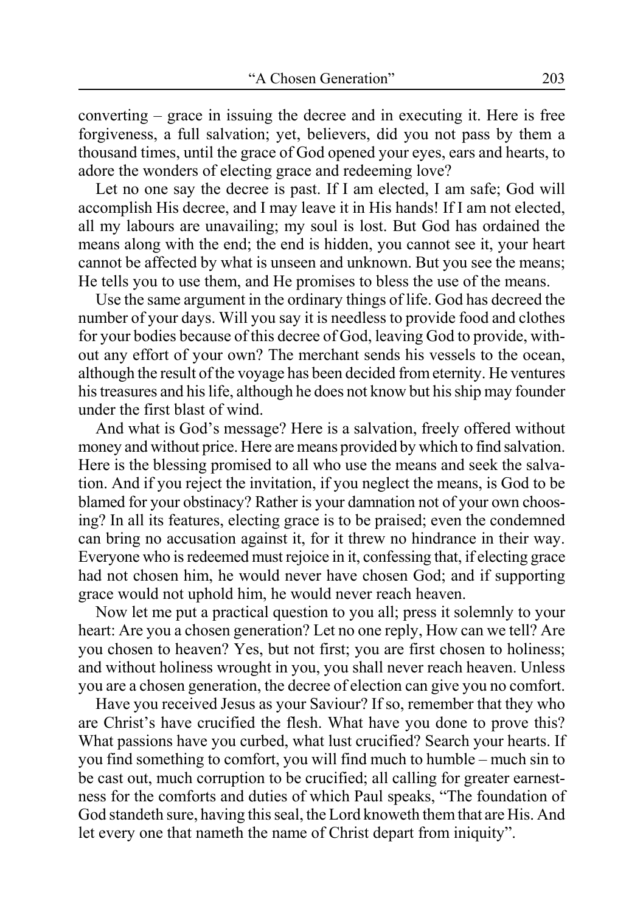converting – grace in issuing the decree and in executing it. Here is free forgiveness, a full salvation; yet, believers, did you not pass by them a thousand times, until the grace of God opened your eyes, ears and hearts, to adore the wonders of electing grace and redeeming love?

Let no one say the decree is past. If I am elected, I am safe; God will accomplish His decree, and I may leave it in His hands! If I am not elected, all my labours are unavailing; my soul is lost. But God has ordained the means along with the end; the end is hidden, you cannot see it, your heart cannot be affected by what is unseen and unknown. But you see the means; He tells you to use them, and He promises to bless the use of the means.

Use the same argument in the ordinary things of life. God has decreed the number of your days. Will you say it is needless to provide food and clothes for your bodies because of this decree of God, leaving God to provide, without any effort of your own? The merchant sends his vessels to the ocean, although the result of the voyage has been decided from eternity. He ventures his treasures and his life, although he does not know but his ship may founder under the first blast of wind.

And what is God's message? Here is a salvation, freely offered without money and without price. Here are means provided by which to find salvation. Here is the blessing promised to all who use the means and seek the salvation. And if you reject the invitation, if you neglect the means, is God to be blamed for your obstinacy? Rather is your damnation not of your own choosing? In all its features, electing grace is to be praised; even the condemned can bring no accusation against it, for it threw no hindrance in their way. Everyone who is redeemed must rejoice in it, confessing that, if electing grace had not chosen him, he would never have chosen God; and if supporting grace would not uphold him, he would never reach heaven.

Now let me put a practical question to you all; press it solemnly to your heart: Are you a chosen generation? Let no one reply, How can we tell? Are you chosen to heaven? Yes, but not first; you are first chosen to holiness; and without holiness wrought in you, you shall never reach heaven. Unless you are a chosen generation, the decree of election can give you no comfort.

Have you received Jesus as your Saviour? If so, remember that they who are Christ's have crucified the flesh. What have you done to prove this? What passions have you curbed, what lust crucified? Search your hearts. If you find something to comfort, you will find much to humble – much sin to be cast out, much corruption to be crucified; all calling for greater earnestness for the comforts and duties of which Paul speaks, "The foundation of God standeth sure, having this seal, the Lord knoweth them that are His. And let every one that nameth the name of Christ depart from iniquity".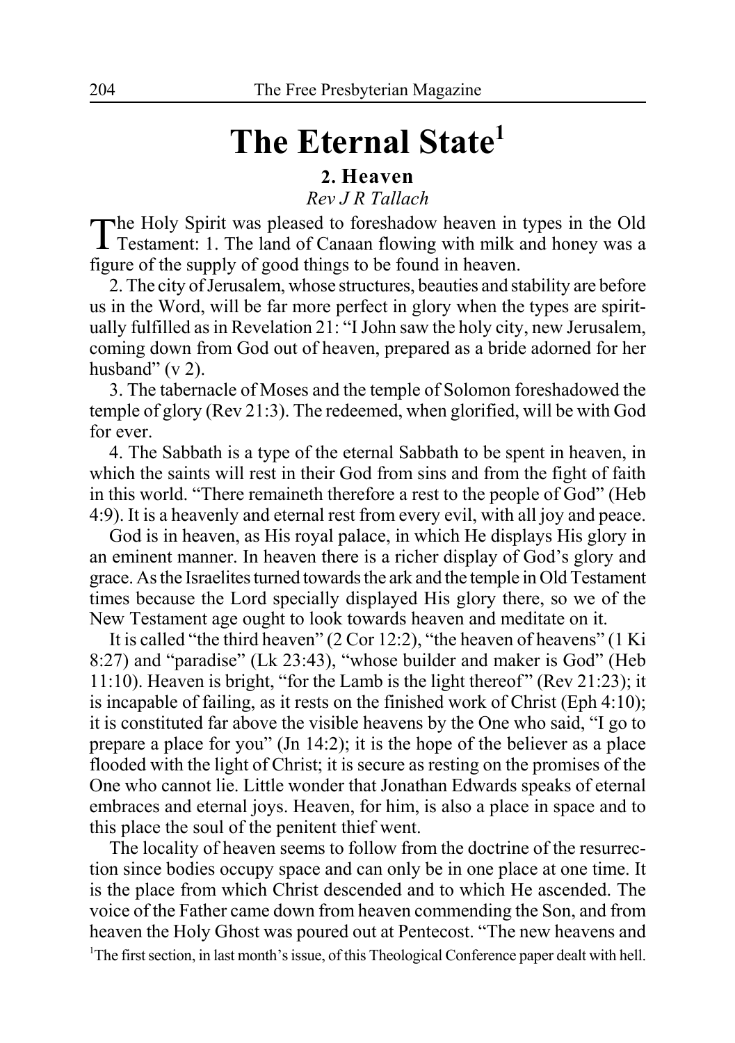# The Eternal State[1]

## 2. Heaven

*Rev J R Tallach*

The Holy Spirit was pleased to foreshadow heaven in types in the Old Testament: 1. The land of Canaan flowing with milk and honey was a figure of the supply of good things to be found in heaven.

2. The city of Jerusalem, whose structures, beauties and stability are before us in the Word, will be far more perfect in glory when the types are spiritually fulfilled as in Revelation 21: "I John saw the holy city, new Jerusalem, coming down from God out of heaven, prepared as a bride adorned for her husband" (v 2).

3. The tabernacle of Moses and the temple of Solomon foreshadowed the temple of glory (Rev 21:3). The redeemed, when glorified, will be with God for ever.

4. The Sabbath is a type of the eternal Sabbath to be spent in heaven, in which the saints will rest in their God from sins and from the fight of faith in this world. "There remaineth therefore a rest to the people of God" (Heb 4:9). It is a heavenly and eternal rest from every evil, with all joy and peace.

God is in heaven, as His royal palace, in which He displays His glory in an eminent manner. In heaven there is a richer display of God's glory and grace. As the Israelites turned towards the ark and the temple in Old Testament times because the Lord specially displayed His glory there, so we of the New Testament age ought to look towards heaven and meditate on it.

It is called "the third heaven" (2 Cor 12:2), "the heaven of heavens" (1 Ki 8:27) and "paradise" (Lk 23:43), "whose builder and maker is God" (Heb 11:10). Heaven is bright, "for the Lamb is the light thereof" (Rev 21:23); it is incapable of failing, as it rests on the finished work of Christ (Eph 4:10); it is constituted far above the visible heavens by the One who said, "I go to prepare a place for you" (Jn 14:2); it is the hope of the believer as a place flooded with the light of Christ; it is secure as resting on the promises of the One who cannot lie. Little wonder that Jonathan Edwards speaks of eternal embraces and eternal joys. Heaven, for him, is also a place in space and to this place the soul of the penitent thief went.

The locality of heaven seems to follow from the doctrine of the resurrection since bodies occupy space and can only be in one place at one time. It is the place from which Christ descended and to which He ascended. The voice of the Father came down from heaven commending the Son, and from heaven the Holy Ghost was poured out at Pentecost. "The new heavens and

[1]The first section, in last month's issue, of this Theological Conference paper dealt with hell.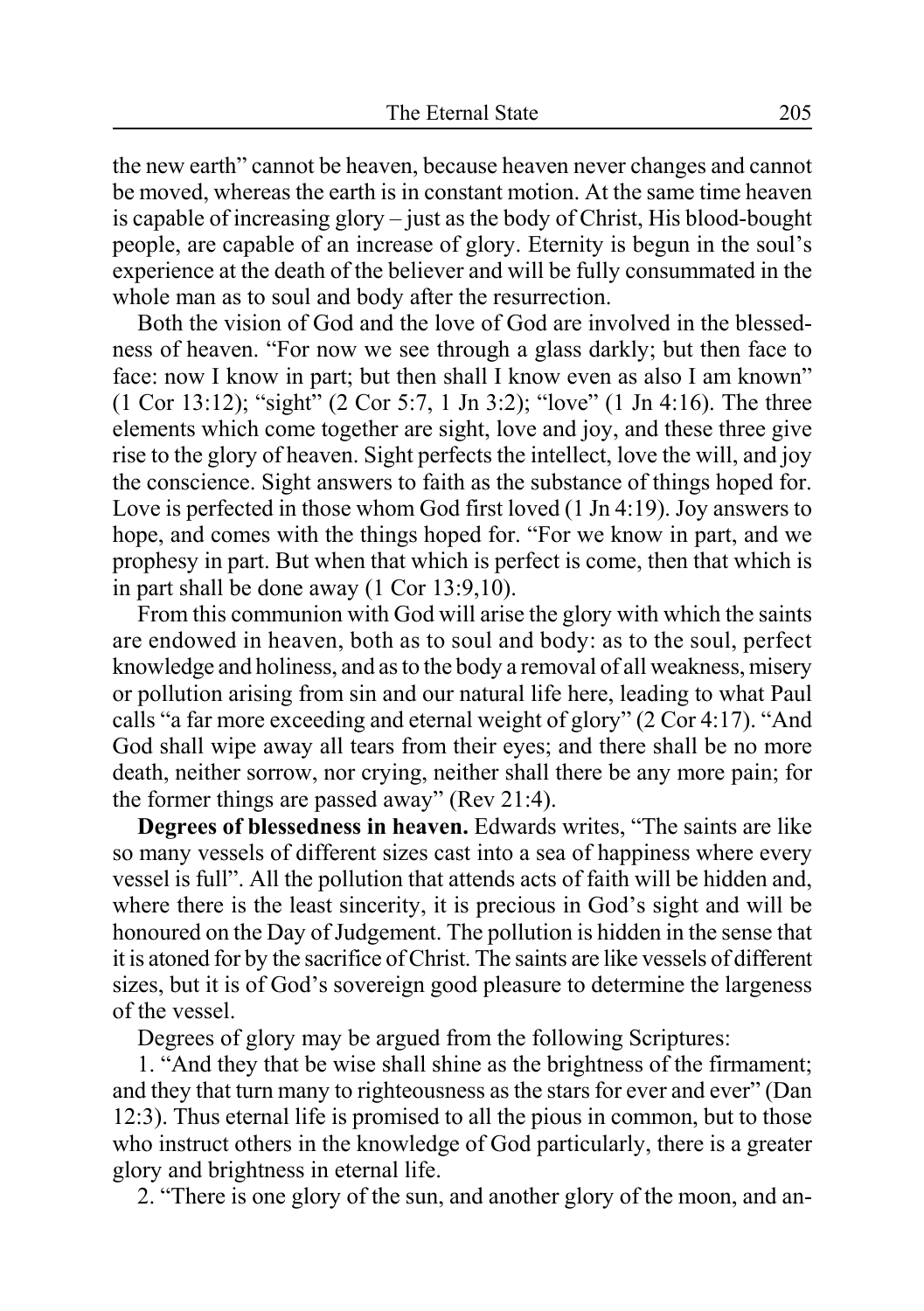the new earth" cannot be heaven, because heaven never changes and cannot be moved, whereas the earth is in constant motion. At the same time heaven is capable of increasing glory – just as the body of Christ, His blood-bought people, are capable of an increase of glory. Eternity is begun in the soul's experience at the death of the believer and will be fully consummated in the whole man as to soul and body after the resurrection.

Both the vision of God and the love of God are involved in the blessedness of heaven. "For now we see through a glass darkly; but then face to face: now I know in part; but then shall I know even as also I am known" (1 Cor 13:12); "sight" (2 Cor 5:7, 1 Jn 3:2); "love" (1 Jn 4:16). The three elements which come together are sight, love and joy, and these three give rise to the glory of heaven. Sight perfects the intellect, love the will, and joy the conscience. Sight answers to faith as the substance of things hoped for. Love is perfected in those whom God first loved (1 Jn 4:19). Joy answers to hope, and comes with the things hoped for. "For we know in part, and we prophesy in part. But when that which is perfect is come, then that which is in part shall be done away (1 Cor 13:9,10).

From this communion with God will arise the glory with which the saints are endowed in heaven, both as to soul and body: as to the soul, perfect knowledge and holiness, and as to the body a removal of all weakness, misery or pollution arising from sin and our natural life here, leading to what Paul calls "a far more exceeding and eternal weight of glory" (2 Cor 4:17). "And God shall wipe away all tears from their eyes; and there shall be no more death, neither sorrow, nor crying, neither shall there be any more pain; for the former things are passed away" (Rev 21:4).

**Degrees of blessedness in heaven.** Edwards writes, "The saints are like so many vessels of different sizes cast into a sea of happiness where every vessel is full". All the pollution that attends acts of faith will be hidden and, where there is the least sincerity, it is precious in God's sight and will be honoured on the Day of Judgement. The pollution is hidden in the sense that it is atoned for by the sacrifice of Christ. The saints are like vessels of different sizes, but it is of God's sovereign good pleasure to determine the largeness of the vessel.

Degrees of glory may be argued from the following Scriptures:

1. "And they that be wise shall shine as the brightness of the firmament; and they that turn many to righteousness as the stars for ever and ever" (Dan 12:3). Thus eternal life is promised to all the pious in common, but to those who instruct others in the knowledge of God particularly, there is a greater glory and brightness in eternal life.

2. "There is one glory of the sun, and another glory of the moon, and an-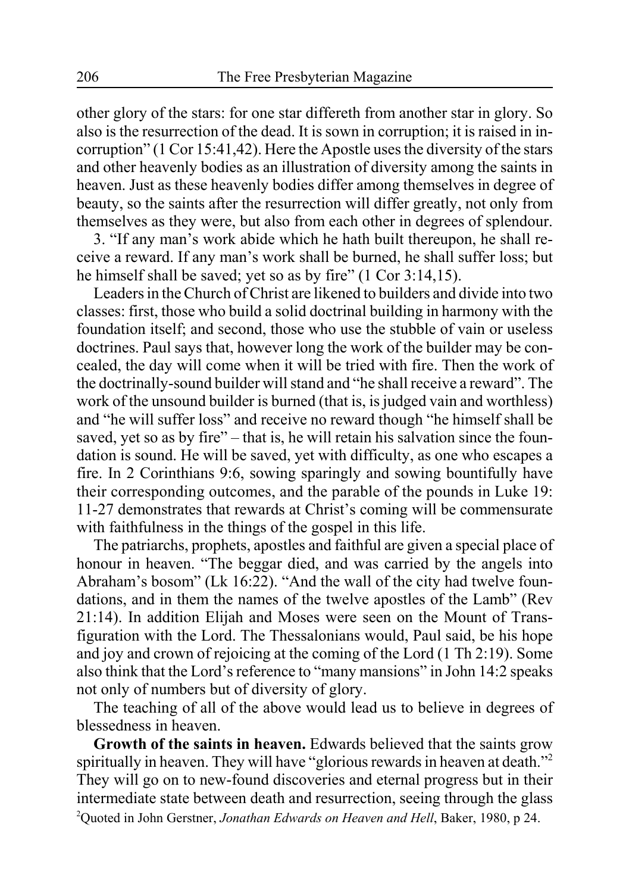other glory of the stars: for one star differeth from another star in glory. So also is the resurrection of the dead. It is sown in corruption; it is raised in incorruption" (1 Cor 15:41,42). Here the Apostle uses the diversity of the stars and other heavenly bodies as an illustration of diversity among the saints in heaven. Just as these heavenly bodies differ among themselves in degree of beauty, so the saints after the resurrection will differ greatly, not only from themselves as they were, but also from each other in degrees of splendour.

3. "If any man's work abide which he hath built thereupon, he shall receive a reward. If any man's work shall be burned, he shall suffer loss; but he himself shall be saved; yet so as by fire" (1 Cor 3:14,15).

Leaders in the Church of Christ are likened to builders and divide into two classes: first, those who build a solid doctrinal building in harmony with the foundation itself; and second, those who use the stubble of vain or useless doctrines. Paul says that, however long the work of the builder may be concealed, the day will come when it will be tried with fire. Then the work of the doctrinally-sound builder will stand and "he shall receive a reward". The work of the unsound builder is burned (that is, is judged vain and worthless) and "he will suffer loss" and receive no reward though "he himself shall be saved, yet so as by fire" – that is, he will retain his salvation since the foundation is sound. He will be saved, yet with difficulty, as one who escapes a fire. In 2 Corinthians 9:6, sowing sparingly and sowing bountifully have their corresponding outcomes, and the parable of the pounds in Luke 19:11-27 demonstrates that rewards at Christ's coming will be commensurate with faithfulness in the things of the gospel in this life.

The patriarchs, prophets, apostles and faithful are given a special place of honour in heaven. "The beggar died, and was carried by the angels into Abraham's bosom" (Lk 16:22). "And the wall of the city had twelve foundations, and in them the names of the twelve apostles of the Lamb" (Rev 21:14). In addition Elijah and Moses were seen on the Mount of Transfiguration with the Lord. The Thessalonians would, Paul said, be his hope and joy and crown of rejoicing at the coming of the Lord (1 Th 2:19). Some also think that the Lord's reference to "many mansions" in John 14:2 speaks not only of numbers but of diversity of glory.

The teaching of all of the above would lead us to believe in degrees of blessedness in heaven.

**Growth of the saints in heaven.** Edwards believed that the saints grow spiritually in heaven. They will have "glorious rewards in heaven at death."[2] They will go on to new-found discoveries and eternal progress but in their intermediate state between death and resurrection, seeing through the glass

[2]Quoted in John Gerstner, *Jonathan Edwards on Heaven and Hell*, Baker, 1980, p 24.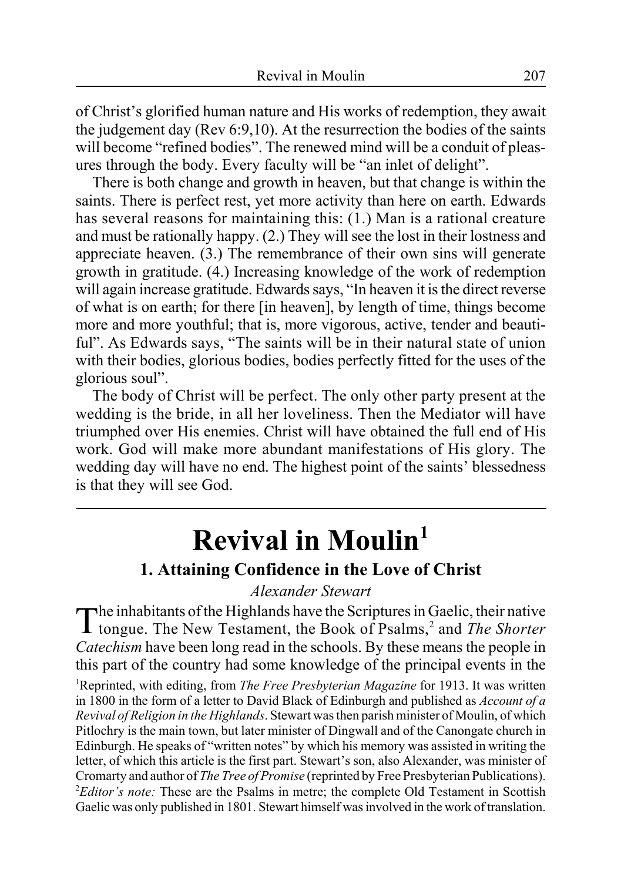of Christ's glorified human nature and His works of redemption, they await the judgement day (Rev 6:9,10). At the resurrection the bodies of the saints will become "refined bodies". The renewed mind will be a conduit of pleasures through the body. Every faculty will be "an inlet of delight".

There is both change and growth in heaven, but that change is within the saints. There is perfect rest, yet more activity than here on earth. Edwards has several reasons for maintaining this: (1.) Man is a rational creature and must be rationally happy. (2.) They will see the lost in their lostness and appreciate heaven. (3.) The remembrance of their own sins will generate growth in gratitude. (4.) Increasing knowledge of the work of redemption will again increase gratitude. Edwards says, "In heaven it is the direct reverse of what is on earth; for there [in heaven], by length of time, things become more and more youthful; that is, more vigorous, active, tender and beautiful". As Edwards says, "The saints will be in their natural state of union with their bodies, glorious bodies, bodies perfectly fitted for the uses of the glorious soul".

The body of Christ will be perfect. The only other party present at the wedding is the bride, in all her loveliness. Then the Mediator will have triumphed over His enemies. Christ will have obtained the full end of His work. God will make more abundant manifestations of His glory. The wedding day will have no end. The highest point of the saints' blessedness is that they will see God.

---

# Revival in Moulin[1]

## 1. Attaining Confidence in the Love of Christ

*Alexander Stewart*

The inhabitants of the Highlands have the Scriptures in Gaelic, their native tongue. The New Testament, the Book of Psalms,[2] and *The Shorter Catechism* have been long read in the schools. By these means the people in this part of the country had some knowledge of the principal events in the

[1]Reprinted, with editing, from *The Free Presbyterian Magazine* for 1913. It was written in 1800 in the form of a letter to David Black of Edinburgh and published as *Account of a Revival of Religion in the Highlands*. Stewart was then parish minister of Moulin, of which Pitlochry is the main town, but later minister of Dingwall and of the Canongate church in Edinburgh. He speaks of "written notes" by which his memory was assisted in writing the letter, of which this article is the first part. Stewart's son, also Alexander, was minister of Cromarty and author of *The Tree of Promise* (reprinted by Free Presbyterian Publications).

[2]*Editor's note:* These are the Psalms in metre; the complete Old Testament in Scottish Gaelic was only published in 1801. Stewart himself was involved in the work of translation.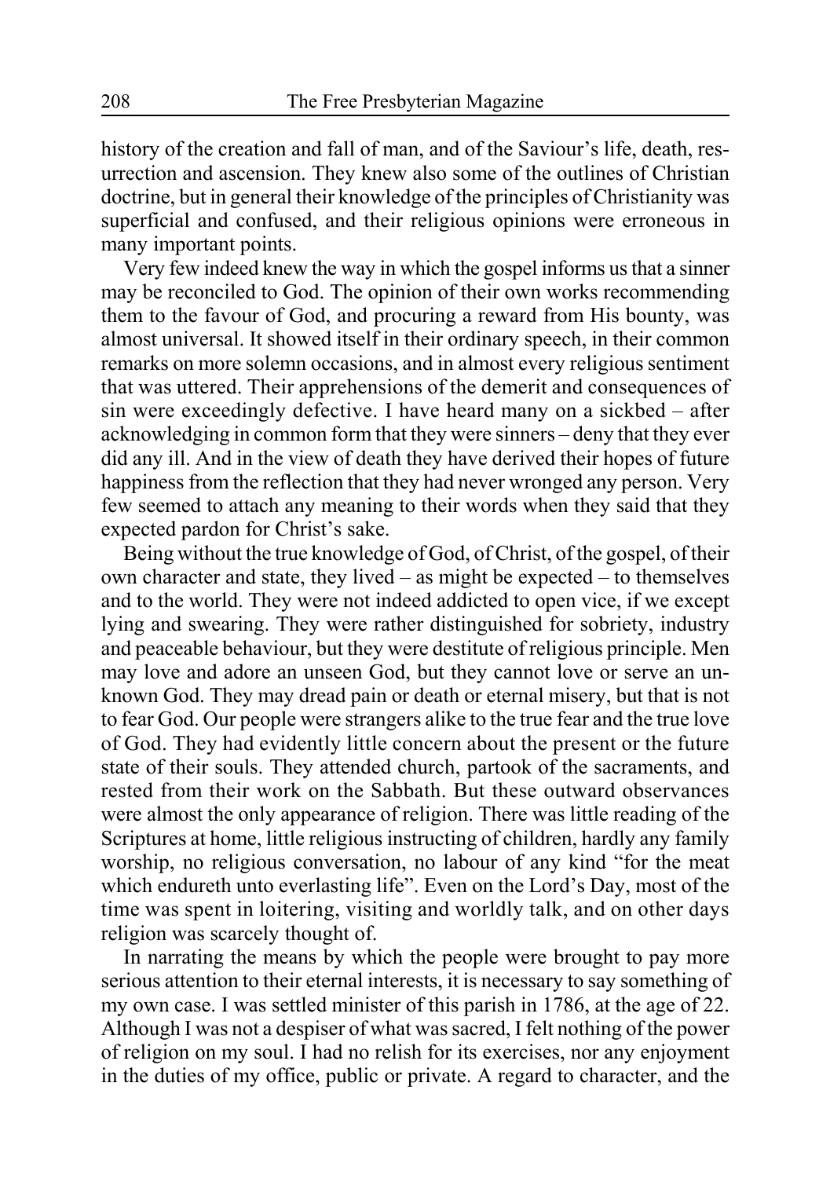history of the creation and fall of man, and of the Saviour's life, death, resurrection and ascension. They knew also some of the outlines of Christian doctrine, but in general their knowledge of the principles of Christianity was superficial and confused, and their religious opinions were erroneous in many important points.

Very few indeed knew the way in which the gospel informs us that a sinner may be reconciled to God. The opinion of their own works recommending them to the favour of God, and procuring a reward from His bounty, was almost universal. It showed itself in their ordinary speech, in their common remarks on more solemn occasions, and in almost every religious sentiment that was uttered. Their apprehensions of the demerit and consequences of sin were exceedingly defective. I have heard many on a sickbed – after acknowledging in common form that they were sinners – deny that they ever did any ill. And in the view of death they have derived their hopes of future happiness from the reflection that they had never wronged any person. Very few seemed to attach any meaning to their words when they said that they expected pardon for Christ's sake.

Being without the true knowledge of God, of Christ, of the gospel, of their own character and state, they lived – as might be expected – to themselves and to the world. They were not indeed addicted to open vice, if we except lying and swearing. They were rather distinguished for sobriety, industry and peaceable behaviour, but they were destitute of religious principle. Men may love and adore an unseen God, but they cannot love or serve an unknown God. They may dread pain or death or eternal misery, but that is not to fear God. Our people were strangers alike to the true fear and the true love of God. They had evidently little concern about the present or the future state of their souls. They attended church, partook of the sacraments, and rested from their work on the Sabbath. But these outward observances were almost the only appearance of religion. There was little reading of the Scriptures at home, little religious instructing of children, hardly any family worship, no religious conversation, no labour of any kind "for the meat which endureth unto everlasting life". Even on the Lord's Day, most of the time was spent in loitering, visiting and worldly talk, and on other days religion was scarcely thought of.

In narrating the means by which the people were brought to pay more serious attention to their eternal interests, it is necessary to say something of my own case. I was settled minister of this parish in 1786, at the age of 22. Although I was not a despiser of what was sacred, I felt nothing of the power of religion on my soul. I had no relish for its exercises, nor any enjoyment in the duties of my office, public or private. A regard to character, and the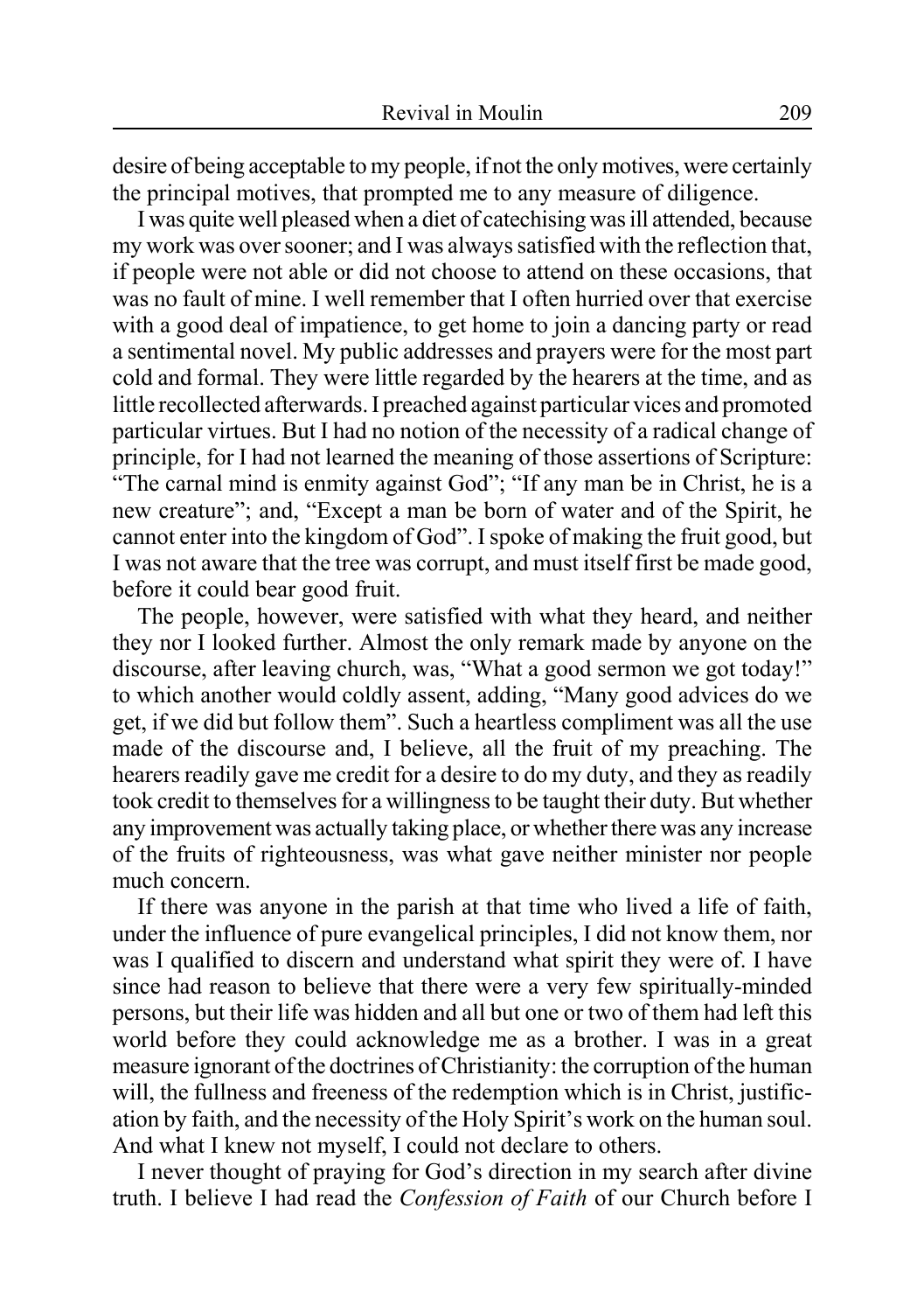desire of being acceptable to my people, if not the only motives, were certainly the principal motives, that prompted me to any measure of diligence.

I was quite well pleased when a diet of catechising was ill attended, because my work was over sooner; and I was always satisfied with the reflection that, if people were not able or did not choose to attend on these occasions, that was no fault of mine. I well remember that I often hurried over that exercise with a good deal of impatience, to get home to join a dancing party or read a sentimental novel. My public addresses and prayers were for the most part cold and formal. They were little regarded by the hearers at the time, and as little recollected afterwards. I preached against particular vices and promoted particular virtues. But I had no notion of the necessity of a radical change of principle, for I had not learned the meaning of those assertions of Scripture: "The carnal mind is enmity against God"; "If any man be in Christ, he is a new creature"; and, "Except a man be born of water and of the Spirit, he cannot enter into the kingdom of God". I spoke of making the fruit good, but I was not aware that the tree was corrupt, and must itself first be made good, before it could bear good fruit.

The people, however, were satisfied with what they heard, and neither they nor I looked further. Almost the only remark made by anyone on the discourse, after leaving church, was, "What a good sermon we got today!" to which another would coldly assent, adding, "Many good advices do we get, if we did but follow them". Such a heartless compliment was all the use made of the discourse and, I believe, all the fruit of my preaching. The hearers readily gave me credit for a desire to do my duty, and they as readily took credit to themselves for a willingness to be taught their duty. But whether any improvement was actually taking place, or whether there was any increase of the fruits of righteousness, was what gave neither minister nor people much concern.

If there was anyone in the parish at that time who lived a life of faith, under the influence of pure evangelical principles, I did not know them, nor was I qualified to discern and understand what spirit they were of. I have since had reason to believe that there were a very few spiritually-minded persons, but their life was hidden and all but one or two of them had left this world before they could acknowledge me as a brother. I was in a great measure ignorant of the doctrines of Christianity: the corruption of the human will, the fullness and freeness of the redemption which is in Christ, justification by faith, and the necessity of the Holy Spirit's work on the human soul. And what I knew not myself, I could not declare to others.

I never thought of praying for God's direction in my search after divine truth. I believe I had read the *Confession of Faith* of our Church before I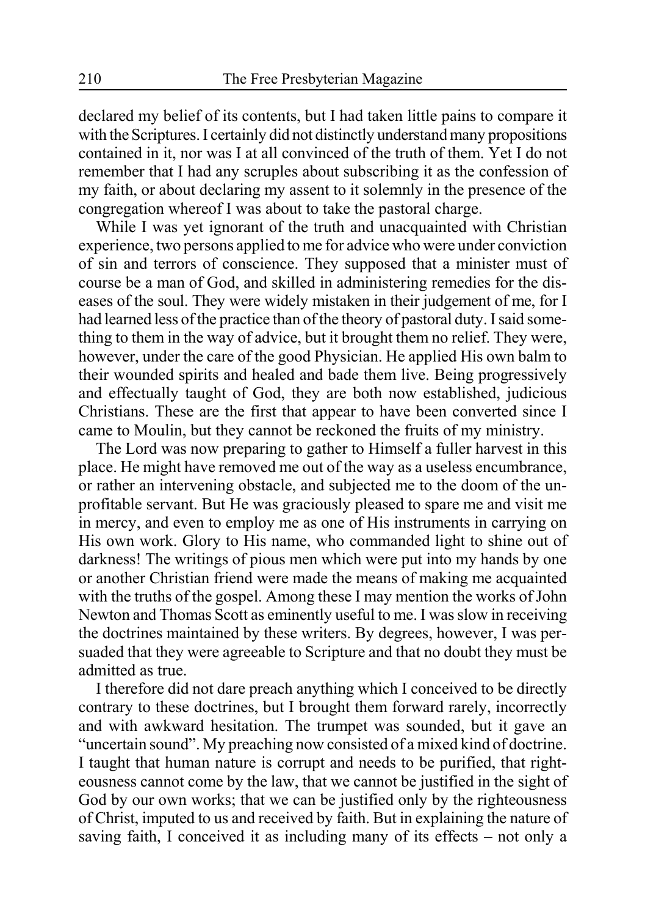declared my belief of its contents, but I had taken little pains to compare it with the Scriptures. I certainly did not distinctly understand many propositions contained in it, nor was I at all convinced of the truth of them. Yet I do not remember that I had any scruples about subscribing it as the confession of my faith, or about declaring my assent to it solemnly in the presence of the congregation whereof I was about to take the pastoral charge.

While I was yet ignorant of the truth and unacquainted with Christian experience, two persons applied to me for advice who were under conviction of sin and terrors of conscience. They supposed that a minister must of course be a man of God, and skilled in administering remedies for the diseases of the soul. They were widely mistaken in their judgement of me, for I had learned less of the practice than of the theory of pastoral duty. I said something to them in the way of advice, but it brought them no relief. They were, however, under the care of the good Physician. He applied His own balm to their wounded spirits and healed and bade them live. Being progressively and effectually taught of God, they are both now established, judicious Christians. These are the first that appear to have been converted since I came to Moulin, but they cannot be reckoned the fruits of my ministry.

The Lord was now preparing to gather to Himself a fuller harvest in this place. He might have removed me out of the way as a useless encumbrance, or rather an intervening obstacle, and subjected me to the doom of the unprofitable servant. But He was graciously pleased to spare me and visit me in mercy, and even to employ me as one of His instruments in carrying on His own work. Glory to His name, who commanded light to shine out of darkness! The writings of pious men which were put into my hands by one or another Christian friend were made the means of making me acquainted with the truths of the gospel. Among these I may mention the works of John Newton and Thomas Scott as eminently useful to me. I was slow in receiving the doctrines maintained by these writers. By degrees, however, I was persuaded that they were agreeable to Scripture and that no doubt they must be admitted as true.

I therefore did not dare preach anything which I conceived to be directly contrary to these doctrines, but I brought them forward rarely, incorrectly and with awkward hesitation. The trumpet was sounded, but it gave an "uncertain sound". My preaching now consisted of a mixed kind of doctrine. I taught that human nature is corrupt and needs to be purified, that righteousness cannot come by the law, that we cannot be justified in the sight of God by our own works; that we can be justified only by the righteousness of Christ, imputed to us and received by faith. But in explaining the nature of saving faith, I conceived it as including many of its effects – not only a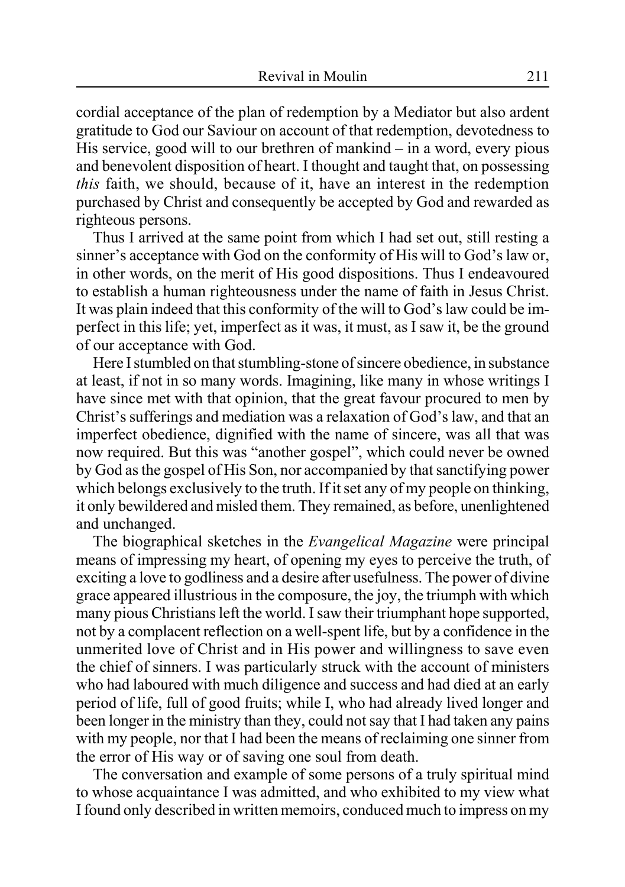cordial acceptance of the plan of redemption by a Mediator but also ardent gratitude to God our Saviour on account of that redemption, devotedness to His service, good will to our brethren of mankind – in a word, every pious and benevolent disposition of heart. I thought and taught that, on possessing *this* faith, we should, because of it, have an interest in the redemption purchased by Christ and consequently be accepted by God and rewarded as righteous persons.

Thus I arrived at the same point from which I had set out, still resting a sinner's acceptance with God on the conformity of His will to God's law or, in other words, on the merit of His good dispositions. Thus I endeavoured to establish a human righteousness under the name of faith in Jesus Christ. It was plain indeed that this conformity of the will to God's law could be imperfect in this life; yet, imperfect as it was, it must, as I saw it, be the ground of our acceptance with God.

Here I stumbled on that stumbling-stone of sincere obedience, in substance at least, if not in so many words. Imagining, like many in whose writings I have since met with that opinion, that the great favour procured to men by Christ's sufferings and mediation was a relaxation of God's law, and that an imperfect obedience, dignified with the name of sincere, was all that was now required. But this was "another gospel", which could never be owned by God as the gospel of His Son, nor accompanied by that sanctifying power which belongs exclusively to the truth. If it set any of my people on thinking, it only bewildered and misled them. They remained, as before, unenlightened and unchanged.

The biographical sketches in the *Evangelical Magazine* were principal means of impressing my heart, of opening my eyes to perceive the truth, of exciting a love to godliness and a desire after usefulness. The power of divine grace appeared illustrious in the composure, the joy, the triumph with which many pious Christians left the world. I saw their triumphant hope supported, not by a complacent reflection on a well-spent life, but by a confidence in the unmerited love of Christ and in His power and willingness to save even the chief of sinners. I was particularly struck with the account of ministers who had laboured with much diligence and success and had died at an early period of life, full of good fruits; while I, who had already lived longer and been longer in the ministry than they, could not say that I had taken any pains with my people, nor that I had been the means of reclaiming one sinner from the error of His way or of saving one soul from death.

The conversation and example of some persons of a truly spiritual mind to whose acquaintance I was admitted, and who exhibited to my view what I found only described in written memoirs, conduced much to impress on my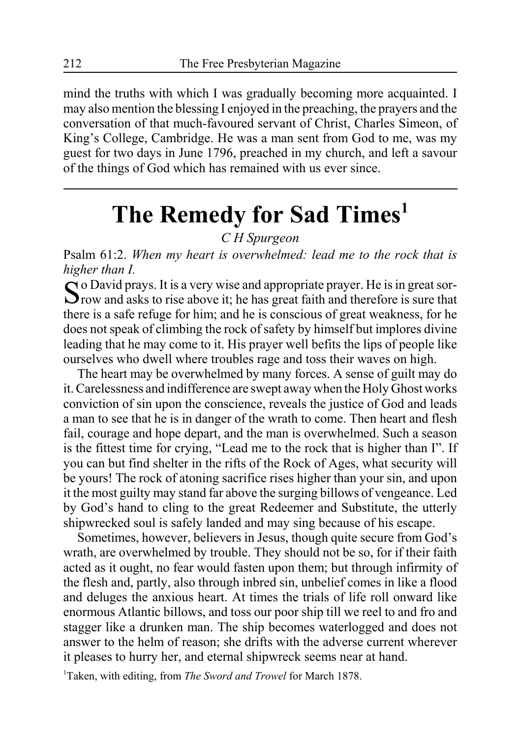mind the truths with which I was gradually becoming more acquainted. I may also mention the blessing I enjoyed in the preaching, the prayers and the conversation of that much-favoured servant of Christ, Charles Simeon, of King's College, Cambridge. He was a man sent from God to me, was my guest for two days in June 1796, preached in my church, and left a savour of the things of God which has remained with us ever since.

---

# The Remedy for Sad Times[1]

*C H Spurgeon*

Psalm 61:2. *When my heart is overwhelmed: lead me to the rock that is higher than I.*

So David prays. It is a very wise and appropriate prayer. He is in great sorrow and asks to rise above it; he has great faith and therefore is sure that there is a safe refuge for him; and he is conscious of great weakness, for he does not speak of climbing the rock of safety by himself but implores divine leading that he may come to it. His prayer well befits the lips of people like ourselves who dwell where troubles rage and toss their waves on high.

The heart may be overwhelmed by many forces. A sense of guilt may do it. Carelessness and indifference are swept away when the Holy Ghost works conviction of sin upon the conscience, reveals the justice of God and leads a man to see that he is in danger of the wrath to come. Then heart and flesh fail, courage and hope depart, and the man is overwhelmed. Such a season is the fittest time for crying, "Lead me to the rock that is higher than I". If you can but find shelter in the rifts of the Rock of Ages, what security will be yours! The rock of atoning sacrifice rises higher than your sin, and upon it the most guilty may stand far above the surging billows of vengeance. Led by God's hand to cling to the great Redeemer and Substitute, the utterly shipwrecked soul is safely landed and may sing because of his escape.

Sometimes, however, believers in Jesus, though quite secure from God's wrath, are overwhelmed by trouble. They should not be so, for if their faith acted as it ought, no fear would fasten upon them; but through infirmity of the flesh and, partly, also through inbred sin, unbelief comes in like a flood and deluges the anxious heart. At times the trials of life roll onward like enormous Atlantic billows, and toss our poor ship till we reel to and fro and stagger like a drunken man. The ship becomes waterlogged and does not answer to the helm of reason; she drifts with the adverse current wherever it pleases to hurry her, and eternal shipwreck seems near at hand.

[1]Taken, with editing, from *The Sword and Trowel* for March 1878.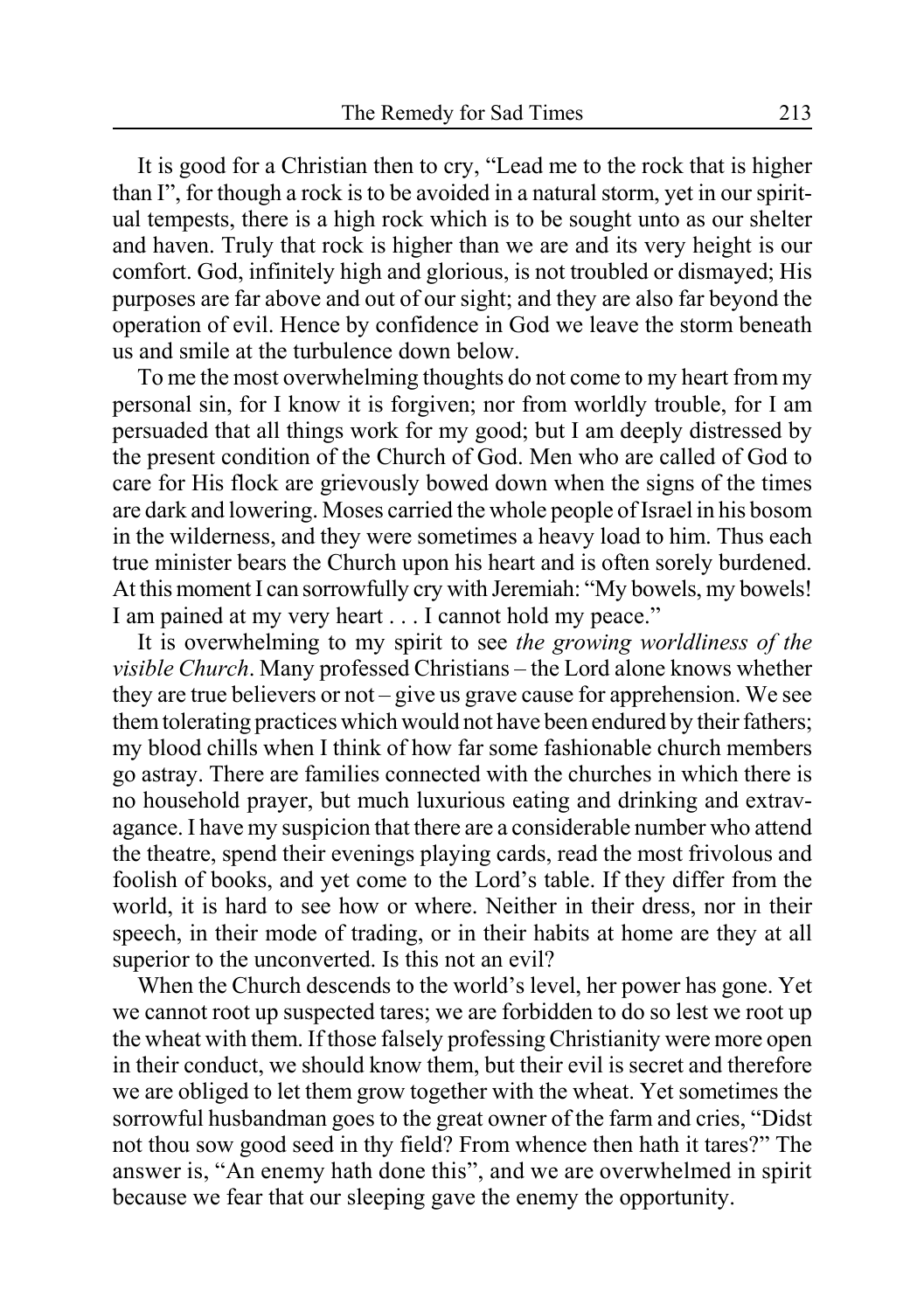It is good for a Christian then to cry, "Lead me to the rock that is higher than I", for though a rock is to be avoided in a natural storm, yet in our spiritual tempests, there is a high rock which is to be sought unto as our shelter and haven. Truly that rock is higher than we are and its very height is our comfort. God, infinitely high and glorious, is not troubled or dismayed; His purposes are far above and out of our sight; and they are also far beyond the operation of evil. Hence by confidence in God we leave the storm beneath us and smile at the turbulence down below.

To me the most overwhelming thoughts do not come to my heart from my personal sin, for I know it is forgiven; nor from worldly trouble, for I am persuaded that all things work for my good; but I am deeply distressed by the present condition of the Church of God. Men who are called of God to care for His flock are grievously bowed down when the signs of the times are dark and lowering. Moses carried the whole people of Israel in his bosom in the wilderness, and they were sometimes a heavy load to him. Thus each true minister bears the Church upon his heart and is often sorely burdened. At this moment I can sorrowfully cry with Jeremiah: "My bowels, my bowels! I am pained at my very heart . . . I cannot hold my peace."

It is overwhelming to my spirit to see *the growing worldliness of the visible Church*. Many professed Christians – the Lord alone knows whether they are true believers or not – give us grave cause for apprehension. We see them tolerating practices which would not have been endured by their fathers; my blood chills when I think of how far some fashionable church members go astray. There are families connected with the churches in which there is no household prayer, but much luxurious eating and drinking and extravagance. I have my suspicion that there are a considerable number who attend the theatre, spend their evenings playing cards, read the most frivolous and foolish of books, and yet come to the Lord's table. If they differ from the world, it is hard to see how or where. Neither in their dress, nor in their speech, in their mode of trading, or in their habits at home are they at all superior to the unconverted. Is this not an evil?

When the Church descends to the world's level, her power has gone. Yet we cannot root up suspected tares; we are forbidden to do so lest we root up the wheat with them. If those falsely professing Christianity were more open in their conduct, we should know them, but their evil is secret and therefore we are obliged to let them grow together with the wheat. Yet sometimes the sorrowful husbandman goes to the great owner of the farm and cries, "Didst not thou sow good seed in thy field? From whence then hath it tares?" The answer is, "An enemy hath done this", and we are overwhelmed in spirit because we fear that our sleeping gave the enemy the opportunity.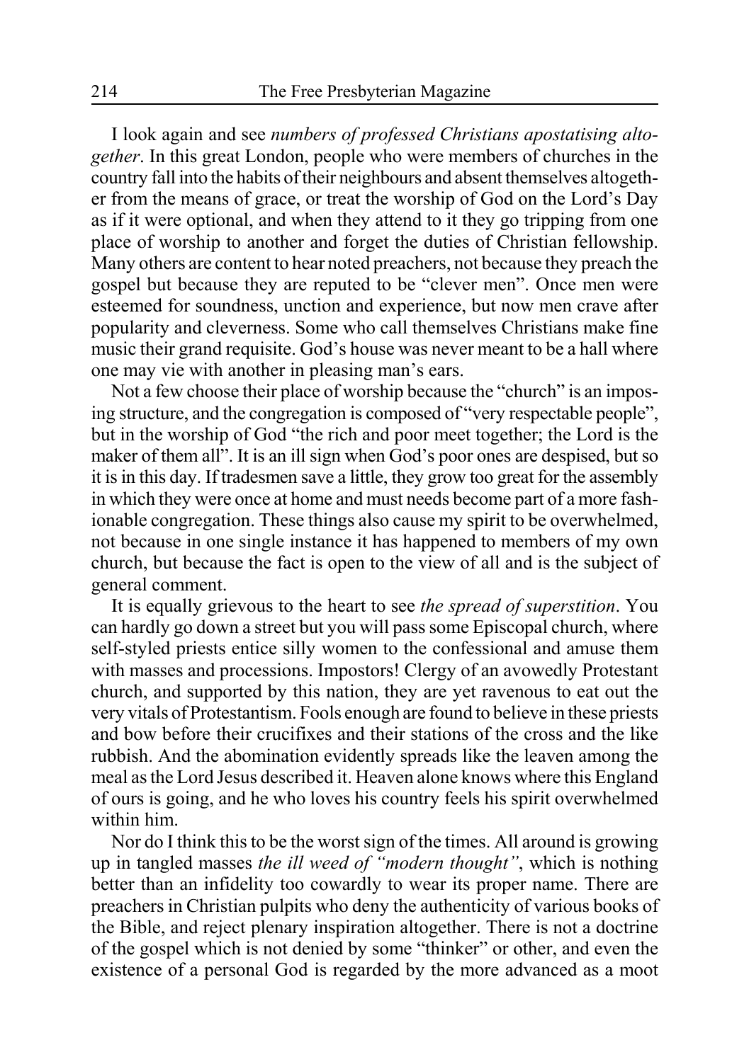I look again and see *numbers of professed Christians apostatising altogether*. In this great London, people who were members of churches in the country fall into the habits of their neighbours and absent themselves altogether from the means of grace, or treat the worship of God on the Lord's Day as if it were optional, and when they attend to it they go tripping from one place of worship to another and forget the duties of Christian fellowship. Many others are content to hear noted preachers, not because they preach the gospel but because they are reputed to be "clever men". Once men were esteemed for soundness, unction and experience, but now men crave after popularity and cleverness. Some who call themselves Christians make fine music their grand requisite. God's house was never meant to be a hall where one may vie with another in pleasing man's ears.

Not a few choose their place of worship because the "church" is an imposing structure, and the congregation is composed of "very respectable people", but in the worship of God "the rich and poor meet together; the Lord is the maker of them all". It is an ill sign when God's poor ones are despised, but so it is in this day. If tradesmen save a little, they grow too great for the assembly in which they were once at home and must needs become part of a more fashionable congregation. These things also cause my spirit to be overwhelmed, not because in one single instance it has happened to members of my own church, but because the fact is open to the view of all and is the subject of general comment.

It is equally grievous to the heart to see *the spread of superstition*. You can hardly go down a street but you will pass some Episcopal church, where self-styled priests entice silly women to the confessional and amuse them with masses and processions. Impostors! Clergy of an avowedly Protestant church, and supported by this nation, they are yet ravenous to eat out the very vitals of Protestantism. Fools enough are found to believe in these priests and bow before their crucifixes and their stations of the cross and the like rubbish. And the abomination evidently spreads like the leaven among the meal as the Lord Jesus described it. Heaven alone knows where this England of ours is going, and he who loves his country feels his spirit overwhelmed within him.

Nor do I think this to be the worst sign of the times. All around is growing up in tangled masses *the ill weed of "modern thought"*, which is nothing better than an infidelity too cowardly to wear its proper name. There are preachers in Christian pulpits who deny the authenticity of various books of the Bible, and reject plenary inspiration altogether. There is not a doctrine of the gospel which is not denied by some "thinker" or other, and even the existence of a personal God is regarded by the more advanced as a moot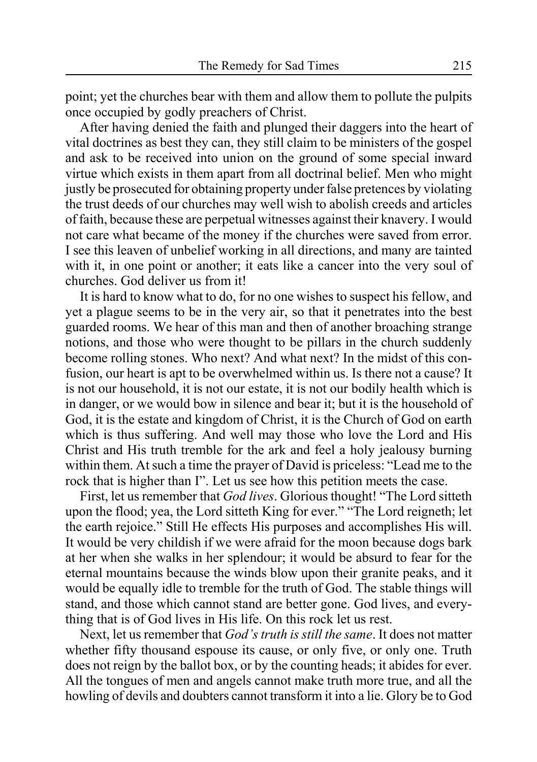point; yet the churches bear with them and allow them to pollute the pulpits once occupied by godly preachers of Christ.

After having denied the faith and plunged their daggers into the heart of vital doctrines as best they can, they still claim to be ministers of the gospel and ask to be received into union on the ground of some special inward virtue which exists in them apart from all doctrinal belief. Men who might justly be prosecuted for obtaining property under false pretences by violating the trust deeds of our churches may well wish to abolish creeds and articles of faith, because these are perpetual witnesses against their knavery. I would not care what became of the money if the churches were saved from error. I see this leaven of unbelief working in all directions, and many are tainted with it, in one point or another; it eats like a cancer into the very soul of churches. God deliver us from it!

It is hard to know what to do, for no one wishes to suspect his fellow, and yet a plague seems to be in the very air, so that it penetrates into the best guarded rooms. We hear of this man and then of another broaching strange notions, and those who were thought to be pillars in the church suddenly become rolling stones. Who next? And what next? In the midst of this confusion, our heart is apt to be overwhelmed within us. Is there not a cause? It is not our household, it is not our estate, it is not our bodily health which is in danger, or we would bow in silence and bear it; but it is the household of God, it is the estate and kingdom of Christ, it is the Church of God on earth which is thus suffering. And well may those who love the Lord and His Christ and His truth tremble for the ark and feel a holy jealousy burning within them. At such a time the prayer of David is priceless: "Lead me to the rock that is higher than I". Let us see how this petition meets the case.

First, let us remember that *God lives*. Glorious thought! "The Lord sitteth upon the flood; yea, the Lord sitteth King for ever." "The Lord reigneth; let the earth rejoice." Still He effects His purposes and accomplishes His will. It would be very childish if we were afraid for the moon because dogs bark at her when she walks in her splendour; it would be absurd to fear for the eternal mountains because the winds blow upon their granite peaks, and it would be equally idle to tremble for the truth of God. The stable things will stand, and those which cannot stand are better gone. God lives, and everything that is of God lives in His life. On this rock let us rest.

Next, let us remember that *God's truth is still the same*. It does not matter whether fifty thousand espouse its cause, or only five, or only one. Truth does not reign by the ballot box, or by the counting heads; it abides for ever. All the tongues of men and angels cannot make truth more true, and all the howling of devils and doubters cannot transform it into a lie. Glory be to God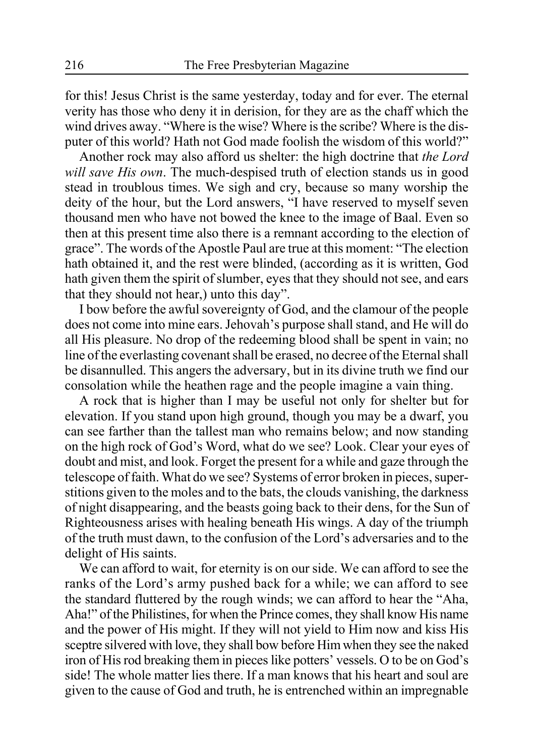for this! Jesus Christ is the same yesterday, today and for ever. The eternal verity has those who deny it in derision, for they are as the chaff which the wind drives away. "Where is the wise? Where is the scribe? Where is the disputer of this world? Hath not God made foolish the wisdom of this world?"

Another rock may also afford us shelter: the high doctrine that *the Lord will save His own*. The much-despised truth of election stands us in good stead in troublous times. We sigh and cry, because so many worship the deity of the hour, but the Lord answers, "I have reserved to myself seven thousand men who have not bowed the knee to the image of Baal. Even so then at this present time also there is a remnant according to the election of grace". The words of the Apostle Paul are true at this moment: "The election hath obtained it, and the rest were blinded, (according as it is written, God hath given them the spirit of slumber, eyes that they should not see, and ears that they should not hear,) unto this day".

I bow before the awful sovereignty of God, and the clamour of the people does not come into mine ears. Jehovah's purpose shall stand, and He will do all His pleasure. No drop of the redeeming blood shall be spent in vain; no line of the everlasting covenant shall be erased, no decree of the Eternal shall be disannulled. This angers the adversary, but in its divine truth we find our consolation while the heathen rage and the people imagine a vain thing.

A rock that is higher than I may be useful not only for shelter but for elevation. If you stand upon high ground, though you may be a dwarf, you can see farther than the tallest man who remains below; and now standing on the high rock of God's Word, what do we see? Look. Clear your eyes of doubt and mist, and look. Forget the present for a while and gaze through the telescope of faith. What do we see? Systems of error broken in pieces, superstitions given to the moles and to the bats, the clouds vanishing, the darkness of night disappearing, and the beasts going back to their dens, for the Sun of Righteousness arises with healing beneath His wings. A day of the triumph of the truth must dawn, to the confusion of the Lord's adversaries and to the delight of His saints.

We can afford to wait, for eternity is on our side. We can afford to see the ranks of the Lord's army pushed back for a while; we can afford to see the standard fluttered by the rough winds; we can afford to hear the "Aha, Aha!" of the Philistines, for when the Prince comes, they shall know His name and the power of His might. If they will not yield to Him now and kiss His sceptre silvered with love, they shall bow before Him when they see the naked iron of His rod breaking them in pieces like potters' vessels. O to be on God's side! The whole matter lies there. If a man knows that his heart and soul are given to the cause of God and truth, he is entrenched within an impregnable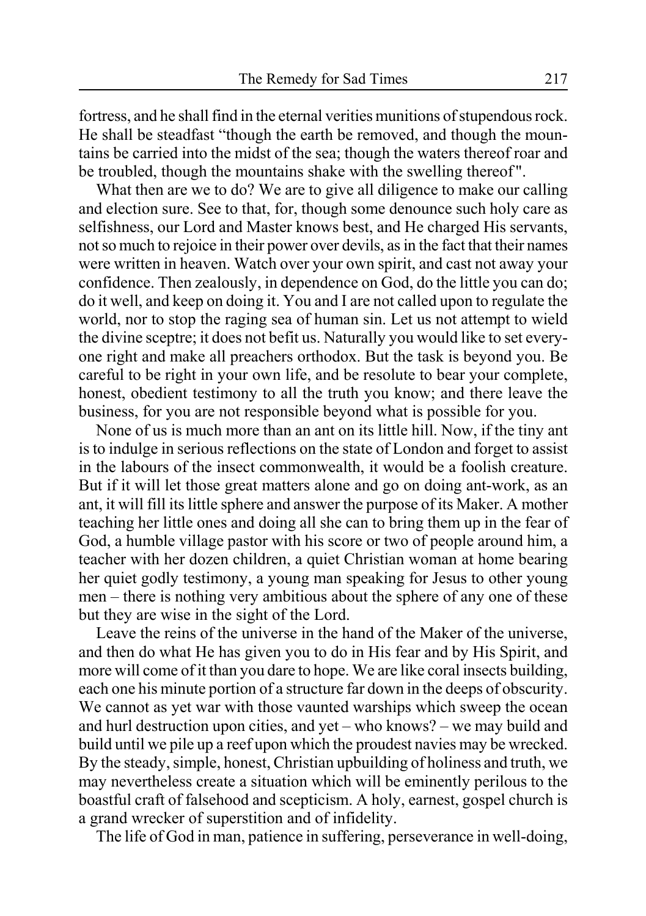fortress, and he shall find in the eternal verities munitions of stupendous rock. He shall be steadfast "though the earth be removed, and though the mountains be carried into the midst of the sea; though the waters thereof roar and be troubled, though the mountains shake with the swelling thereof".

What then are we to do? We are to give all diligence to make our calling and election sure. See to that, for, though some denounce such holy care as selfishness, our Lord and Master knows best, and He charged His servants, not so much to rejoice in their power over devils, as in the fact that their names were written in heaven. Watch over your own spirit, and cast not away your confidence. Then zealously, in dependence on God, do the little you can do; do it well, and keep on doing it. You and I are not called upon to regulate the world, nor to stop the raging sea of human sin. Let us not attempt to wield the divine sceptre; it does not befit us. Naturally you would like to set everyone right and make all preachers orthodox. But the task is beyond you. Be careful to be right in your own life, and be resolute to bear your complete, honest, obedient testimony to all the truth you know; and there leave the business, for you are not responsible beyond what is possible for you.

None of us is much more than an ant on its little hill. Now, if the tiny ant is to indulge in serious reflections on the state of London and forget to assist in the labours of the insect commonwealth, it would be a foolish creature. But if it will let those great matters alone and go on doing ant-work, as an ant, it will fill its little sphere and answer the purpose of its Maker. A mother teaching her little ones and doing all she can to bring them up in the fear of God, a humble village pastor with his score or two of people around him, a teacher with her dozen children, a quiet Christian woman at home bearing her quiet godly testimony, a young man speaking for Jesus to other young men – there is nothing very ambitious about the sphere of any one of these but they are wise in the sight of the Lord.

Leave the reins of the universe in the hand of the Maker of the universe, and then do what He has given you to do in His fear and by His Spirit, and more will come of it than you dare to hope. We are like coral insects building, each one his minute portion of a structure far down in the deeps of obscurity. We cannot as yet war with those vaunted warships which sweep the ocean and hurl destruction upon cities, and yet – who knows? – we may build and build until we pile up a reef upon which the proudest navies may be wrecked. By the steady, simple, honest, Christian upbuilding of holiness and truth, we may nevertheless create a situation which will be eminently perilous to the boastful craft of falsehood and scepticism. A holy, earnest, gospel church is a grand wrecker of superstition and of infidelity.

The life of God in man, patience in suffering, perseverance in well-doing,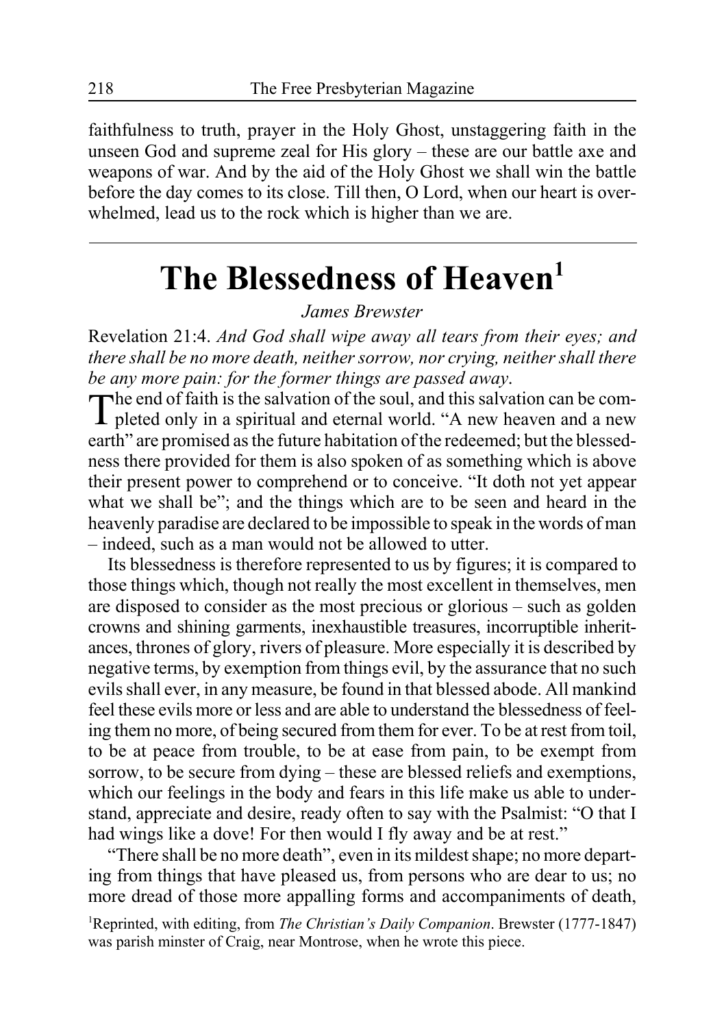faithfulness to truth, prayer in the Holy Ghost, unstaggering faith in the unseen God and supreme zeal for His glory – these are our battle axe and weapons of war. And by the aid of the Holy Ghost we shall win the battle before the day comes to its close. Till then, O Lord, when our heart is overwhelmed, lead us to the rock which is higher than we are.

---

# The Blessedness of Heaven[1]

*James Brewster*

Revelation 21:4. *And God shall wipe away all tears from their eyes; and there shall be no more death, neither sorrow, nor crying, neither shall there be any more pain: for the former things are passed away*.

The end of faith is the salvation of the soul, and this salvation can be completed only in a spiritual and eternal world. "A new heaven and a new earth" are promised as the future habitation of the redeemed; but the blessedness there provided for them is also spoken of as something which is above their present power to comprehend or to conceive. "It doth not yet appear what we shall be"; and the things which are to be seen and heard in the heavenly paradise are declared to be impossible to speak in the words of man – indeed, such as a man would not be allowed to utter.

Its blessedness is therefore represented to us by figures; it is compared to those things which, though not really the most excellent in themselves, men are disposed to consider as the most precious or glorious – such as golden crowns and shining garments, inexhaustible treasures, incorruptible inheritances, thrones of glory, rivers of pleasure. More especially it is described by negative terms, by exemption from things evil, by the assurance that no such evils shall ever, in any measure, be found in that blessed abode. All mankind feel these evils more or less and are able to understand the blessedness of feeling them no more, of being secured from them for ever. To be at rest from toil, to be at peace from trouble, to be at ease from pain, to be exempt from sorrow, to be secure from dying – these are blessed reliefs and exemptions, which our feelings in the body and fears in this life make us able to understand, appreciate and desire, ready often to say with the Psalmist: "O that I had wings like a dove! For then would I fly away and be at rest."

"There shall be no more death", even in its mildest shape; no more departing from things that have pleased us, from persons who are dear to us; no more dread of those more appalling forms and accompaniments of death,

[1]Reprinted, with editing, from *The Christian's Daily Companion*. Brewster (1777-1847) was parish minster of Craig, near Montrose, when he wrote this piece.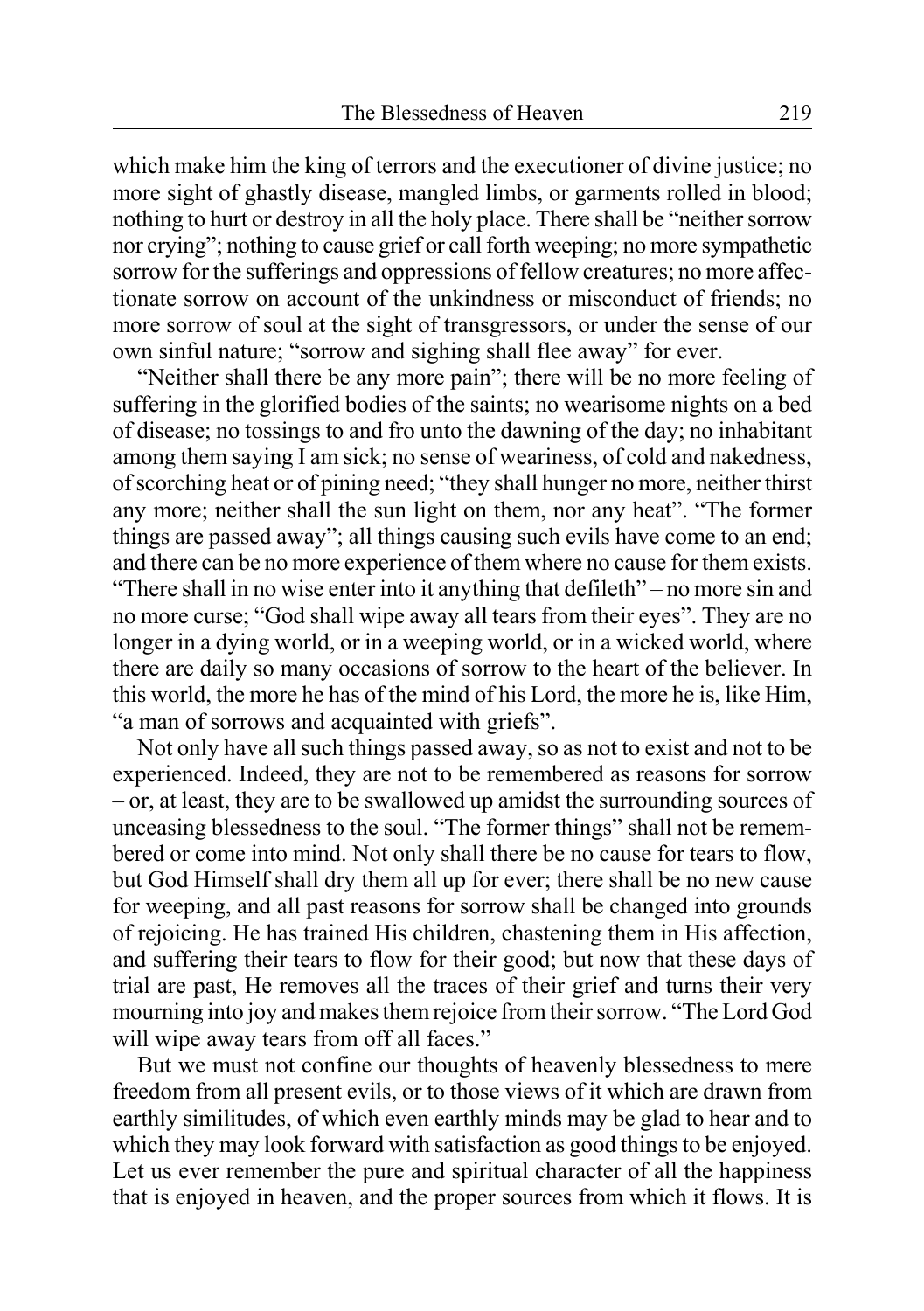which make him the king of terrors and the executioner of divine justice; no more sight of ghastly disease, mangled limbs, or garments rolled in blood; nothing to hurt or destroy in all the holy place. There shall be "neither sorrow nor crying"; nothing to cause grief or call forth weeping; no more sympathetic sorrow for the sufferings and oppressions of fellow creatures; no more affectionate sorrow on account of the unkindness or misconduct of friends; no more sorrow of soul at the sight of transgressors, or under the sense of our own sinful nature; "sorrow and sighing shall flee away" for ever.

"Neither shall there be any more pain"; there will be no more feeling of suffering in the glorified bodies of the saints; no wearisome nights on a bed of disease; no tossings to and fro unto the dawning of the day; no inhabitant among them saying I am sick; no sense of weariness, of cold and nakedness, of scorching heat or of pining need; "they shall hunger no more, neither thirst any more; neither shall the sun light on them, nor any heat". "The former things are passed away"; all things causing such evils have come to an end; and there can be no more experience of them where no cause for them exists. "There shall in no wise enter into it anything that defileth" – no more sin and no more curse; "God shall wipe away all tears from their eyes". They are no longer in a dying world, or in a weeping world, or in a wicked world, where there are daily so many occasions of sorrow to the heart of the believer. In this world, the more he has of the mind of his Lord, the more he is, like Him, "a man of sorrows and acquainted with griefs".

Not only have all such things passed away, so as not to exist and not to be experienced. Indeed, they are not to be remembered as reasons for sorrow – or, at least, they are to be swallowed up amidst the surrounding sources of unceasing blessedness to the soul. "The former things" shall not be remembered or come into mind. Not only shall there be no cause for tears to flow, but God Himself shall dry them all up for ever; there shall be no new cause for weeping, and all past reasons for sorrow shall be changed into grounds of rejoicing. He has trained His children, chastening them in His affection, and suffering their tears to flow for their good; but now that these days of trial are past, He removes all the traces of their grief and turns their very mourning into joy and makes them rejoice from their sorrow. "The Lord God will wipe away tears from off all faces."

But we must not confine our thoughts of heavenly blessedness to mere freedom from all present evils, or to those views of it which are drawn from earthly similitudes, of which even earthly minds may be glad to hear and to which they may look forward with satisfaction as good things to be enjoyed. Let us ever remember the pure and spiritual character of all the happiness that is enjoyed in heaven, and the proper sources from which it flows. It is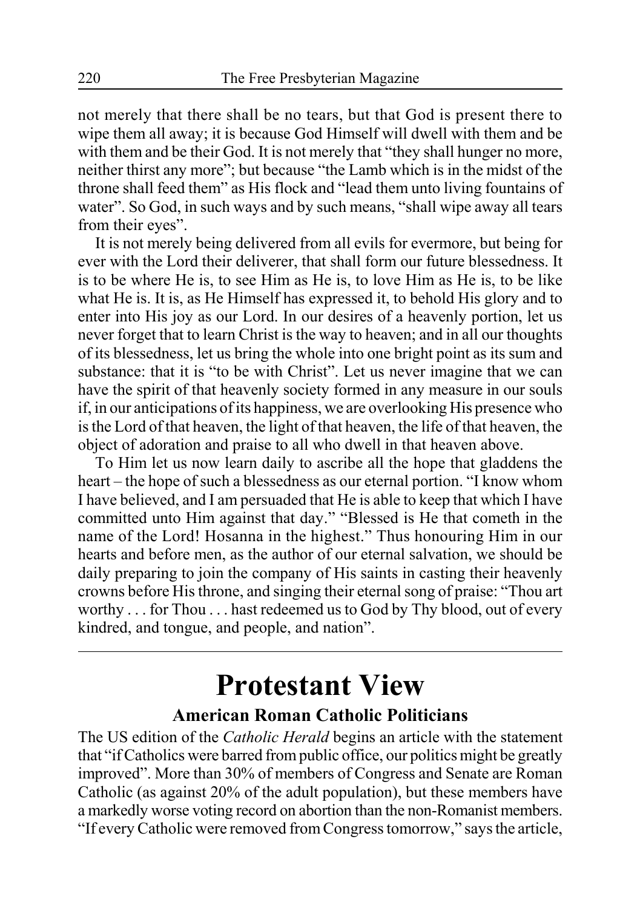not merely that there shall be no tears, but that God is present there to wipe them all away; it is because God Himself will dwell with them and be with them and be their God. It is not merely that "they shall hunger no more, neither thirst any more"; but because "the Lamb which is in the midst of the throne shall feed them" as His flock and "lead them unto living fountains of water". So God, in such ways and by such means, "shall wipe away all tears from their eyes".

It is not merely being delivered from all evils for evermore, but being for ever with the Lord their deliverer, that shall form our future blessedness. It is to be where He is, to see Him as He is, to love Him as He is, to be like what He is. It is, as He Himself has expressed it, to behold His glory and to enter into His joy as our Lord. In our desires of a heavenly portion, let us never forget that to learn Christ is the way to heaven; and in all our thoughts of its blessedness, let us bring the whole into one bright point as its sum and substance: that it is "to be with Christ". Let us never imagine that we can have the spirit of that heavenly society formed in any measure in our souls if, in our anticipations of its happiness, we are overlooking His presence who is the Lord of that heaven, the light of that heaven, the life of that heaven, the object of adoration and praise to all who dwell in that heaven above.

To Him let us now learn daily to ascribe all the hope that gladdens the heart – the hope of such a blessedness as our eternal portion. "I know whom I have believed, and I am persuaded that He is able to keep that which I have committed unto Him against that day." "Blessed is He that cometh in the name of the Lord! Hosanna in the highest." Thus honouring Him in our hearts and before men, as the author of our eternal salvation, we should be daily preparing to join the company of His saints in casting their heavenly crowns before His throne, and singing their eternal song of praise: "Thou art worthy . . . for Thou . . . hast redeemed us to God by Thy blood, out of every kindred, and tongue, and people, and nation".

---

# Protestant View

### American Roman Catholic Politicians

The US edition of the *Catholic Herald* begins an article with the statement that "if Catholics were barred from public office, our politics might be greatly improved". More than 30% of members of Congress and Senate are Roman Catholic (as against 20% of the adult population), but these members have a markedly worse voting record on abortion than the non-Romanist members. "If every Catholic were removed from Congress tomorrow," says the article,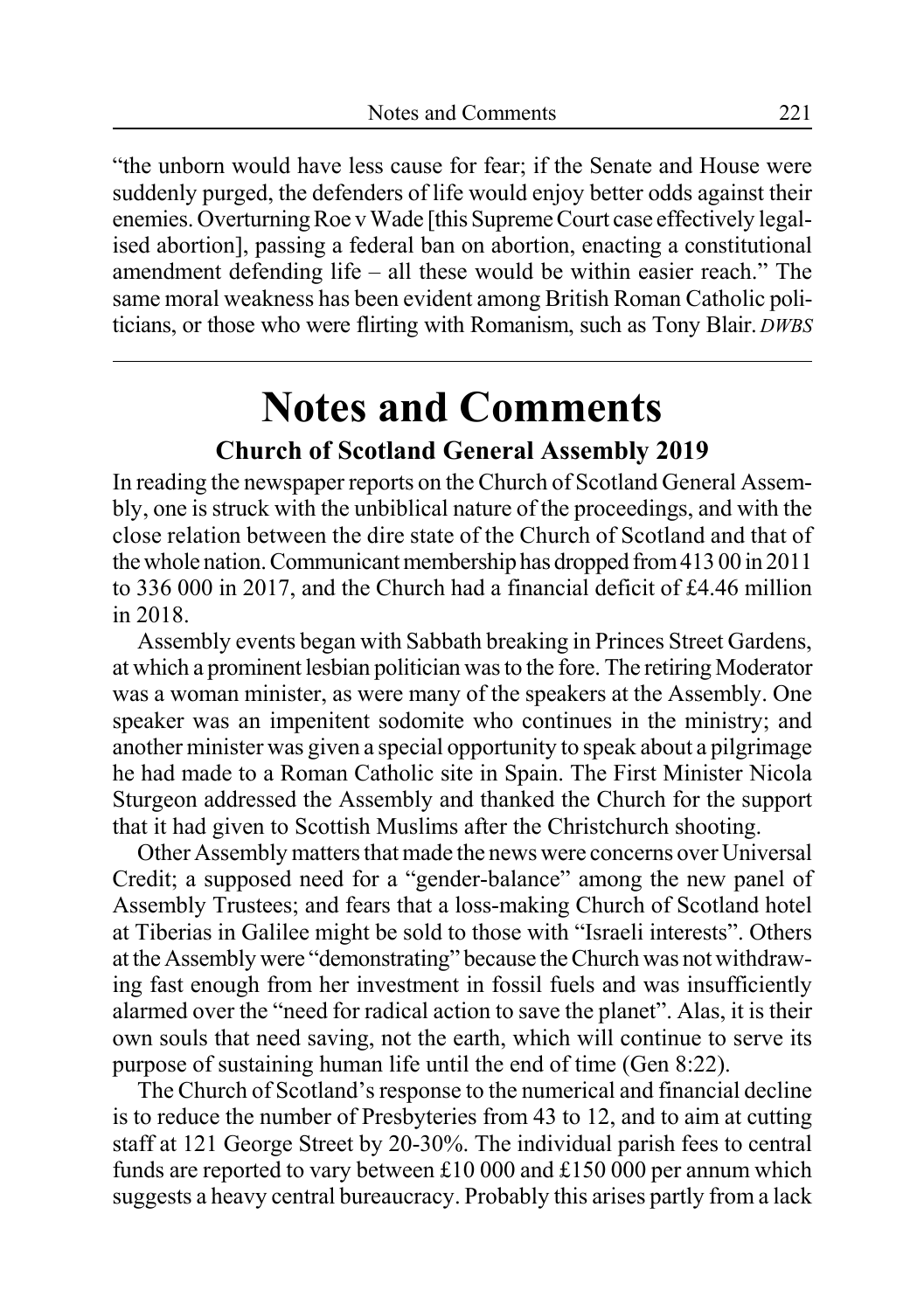"the unborn would have less cause for fear; if the Senate and House were suddenly purged, the defenders of life would enjoy better odds against their enemies. Overturning Roe v Wade [this Supreme Court case effectively legalised abortion], passing a federal ban on abortion, enacting a constitutional amendment defending life – all these would be within easier reach." The same moral weakness has been evident among British Roman Catholic politicians, or those who were flirting with Romanism, such as Tony Blair. *DWBS*

---

# Notes and Comments

## Church of Scotland General Assembly 2019

In reading the newspaper reports on the Church of Scotland General Assembly, one is struck with the unbiblical nature of the proceedings, and with the close relation between the dire state of the Church of Scotland and that of the whole nation. Communicant membership has dropped from 413 00 in 2011 to 336 000 in 2017, and the Church had a financial deficit of £4.46 million in 2018.

Assembly events began with Sabbath breaking in Princes Street Gardens, at which a prominent lesbian politician was to the fore. The retiring Moderator was a woman minister, as were many of the speakers at the Assembly. One speaker was an impenitent sodomite who continues in the ministry; and another minister was given a special opportunity to speak about a pilgrimage he had made to a Roman Catholic site in Spain. The First Minister Nicola Sturgeon addressed the Assembly and thanked the Church for the support that it had given to Scottish Muslims after the Christchurch shooting.

Other Assembly matters that made the news were concerns over Universal Credit; a supposed need for a "gender-balance" among the new panel of Assembly Trustees; and fears that a loss-making Church of Scotland hotel at Tiberias in Galilee might be sold to those with "Israeli interests". Others at the Assembly were "demonstrating" because the Church was not withdrawing fast enough from her investment in fossil fuels and was insufficiently alarmed over the "need for radical action to save the planet". Alas, it is their own souls that need saving, not the earth, which will continue to serve its purpose of sustaining human life until the end of time (Gen 8:22).

The Church of Scotland's response to the numerical and financial decline is to reduce the number of Presbyteries from 43 to 12, and to aim at cutting staff at 121 George Street by 20-30%. The individual parish fees to central funds are reported to vary between £10 000 and £150 000 per annum which suggests a heavy central bureaucracy. Probably this arises partly from a lack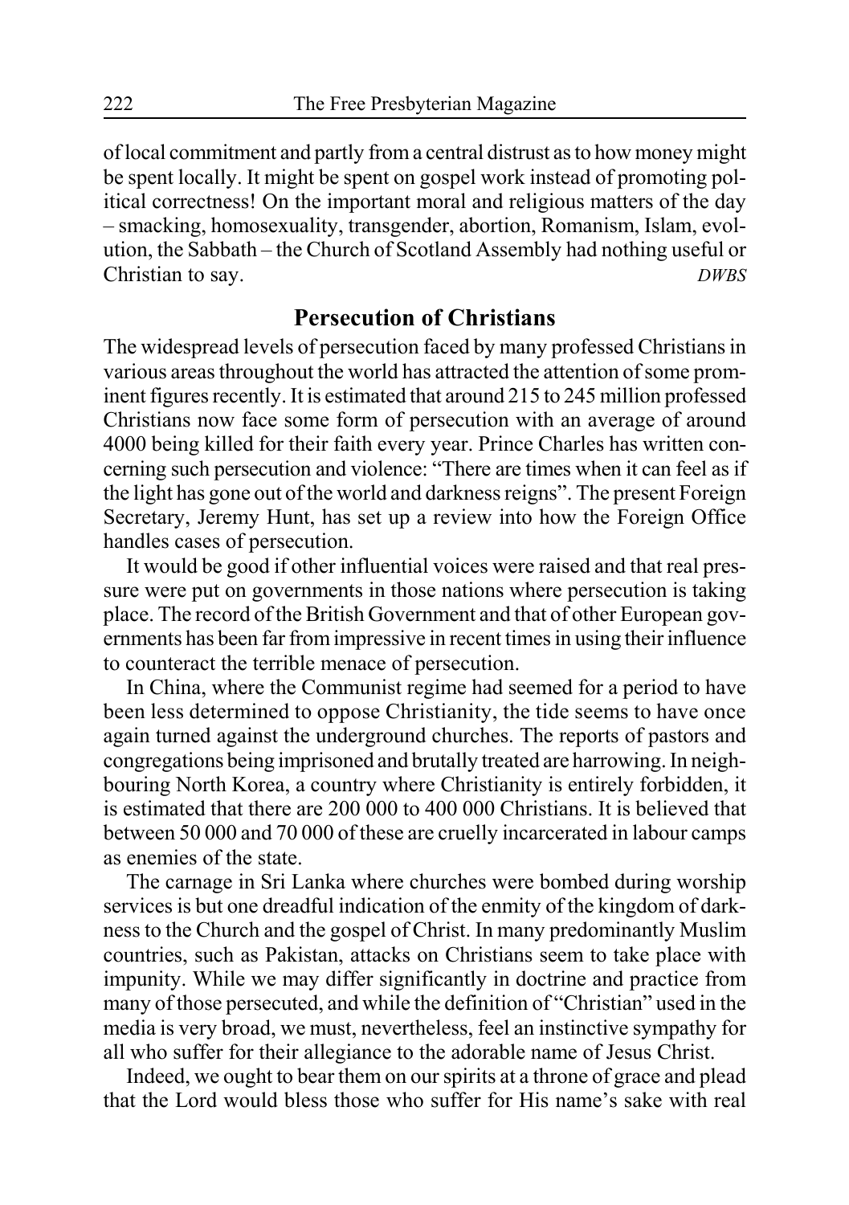of local commitment and partly from a central distrust as to how money might be spent locally. It might be spent on gospel work instead of promoting political correctness! On the important moral and religious matters of the day – smacking, homosexuality, transgender, abortion, Romanism, Islam, evolution, the Sabbath – the Church of Scotland Assembly had nothing useful or Christian to say. *DWBS*

## Persecution of Christians

The widespread levels of persecution faced by many professed Christians in various areas throughout the world has attracted the attention of some prominent figures recently. It is estimated that around 215 to 245 million professed Christians now face some form of persecution with an average of around 4000 being killed for their faith every year. Prince Charles has written concerning such persecution and violence: "There are times when it can feel as if the light has gone out of the world and darkness reigns". The present Foreign Secretary, Jeremy Hunt, has set up a review into how the Foreign Office handles cases of persecution.

It would be good if other influential voices were raised and that real pressure were put on governments in those nations where persecution is taking place. The record of the British Government and that of other European governments has been far from impressive in recent times in using their influence to counteract the terrible menace of persecution.

In China, where the Communist regime had seemed for a period to have been less determined to oppose Christianity, the tide seems to have once again turned against the underground churches. The reports of pastors and congregations being imprisoned and brutally treated are harrowing. In neighbouring North Korea, a country where Christianity is entirely forbidden, it is estimated that there are 200 000 to 400 000 Christians. It is believed that between 50 000 and 70 000 of these are cruelly incarcerated in labour camps as enemies of the state.

The carnage in Sri Lanka where churches were bombed during worship services is but one dreadful indication of the enmity of the kingdom of darkness to the Church and the gospel of Christ. In many predominantly Muslim countries, such as Pakistan, attacks on Christians seem to take place with impunity. While we may differ significantly in doctrine and practice from many of those persecuted, and while the definition of "Christian" used in the media is very broad, we must, nevertheless, feel an instinctive sympathy for all who suffer for their allegiance to the adorable name of Jesus Christ.

Indeed, we ought to bear them on our spirits at a throne of grace and plead that the Lord would bless those who suffer for His name's sake with real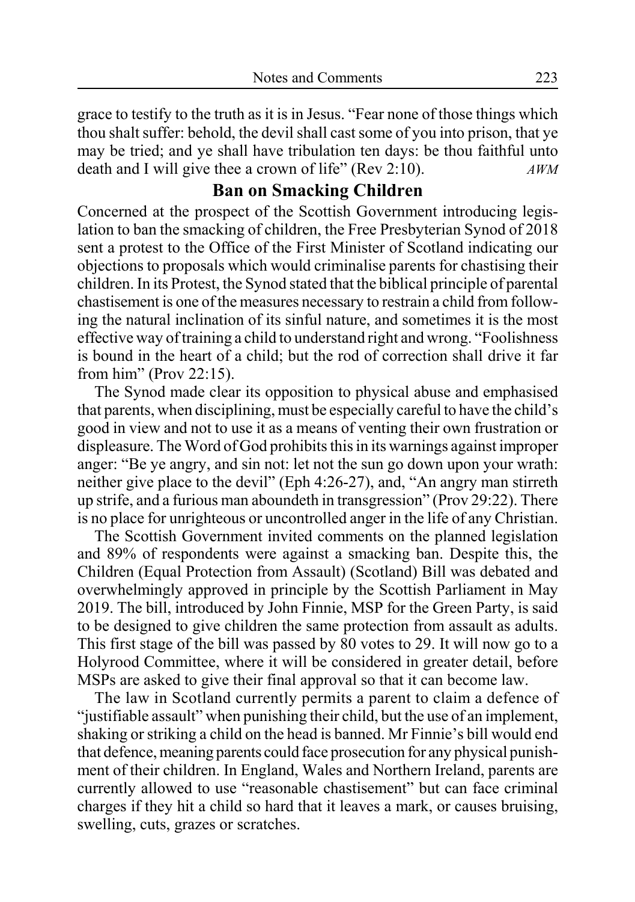grace to testify to the truth as it is in Jesus. "Fear none of those things which thou shalt suffer: behold, the devil shall cast some of you into prison, that ye may be tried; and ye shall have tribulation ten days: be thou faithful unto death and I will give thee a crown of life" (Rev 2:10). *AWM*

## Ban on Smacking Children

Concerned at the prospect of the Scottish Government introducing legislation to ban the smacking of children, the Free Presbyterian Synod of 2018 sent a protest to the Office of the First Minister of Scotland indicating our objections to proposals which would criminalise parents for chastising their children. In its Protest, the Synod stated that the biblical principle of parental chastisement is one of the measures necessary to restrain a child from following the natural inclination of its sinful nature, and sometimes it is the most effective way of training a child to understand right and wrong. "Foolishness is bound in the heart of a child; but the rod of correction shall drive it far from him" (Prov 22:15).

The Synod made clear its opposition to physical abuse and emphasised that parents, when disciplining, must be especially careful to have the child's good in view and not to use it as a means of venting their own frustration or displeasure. The Word of God prohibits this in its warnings against improper anger: "Be ye angry, and sin not: let not the sun go down upon your wrath: neither give place to the devil" (Eph 4:26-27), and, "An angry man stirreth up strife, and a furious man aboundeth in transgression" (Prov 29:22). There is no place for unrighteous or uncontrolled anger in the life of any Christian.

The Scottish Government invited comments on the planned legislation and 89% of respondents were against a smacking ban. Despite this, the Children (Equal Protection from Assault) (Scotland) Bill was debated and overwhelmingly approved in principle by the Scottish Parliament in May 2019. The bill, introduced by John Finnie, MSP for the Green Party, is said to be designed to give children the same protection from assault as adults. This first stage of the bill was passed by 80 votes to 29. It will now go to a Holyrood Committee, where it will be considered in greater detail, before MSPs are asked to give their final approval so that it can become law.

The law in Scotland currently permits a parent to claim a defence of "justifiable assault" when punishing their child, but the use of an implement, shaking or striking a child on the head is banned. Mr Finnie's bill would end that defence, meaning parents could face prosecution for any physical punishment of their children. In England, Wales and Northern Ireland, parents are currently allowed to use "reasonable chastisement" but can face criminal charges if they hit a child so hard that it leaves a mark, or causes bruising, swelling, cuts, grazes or scratches.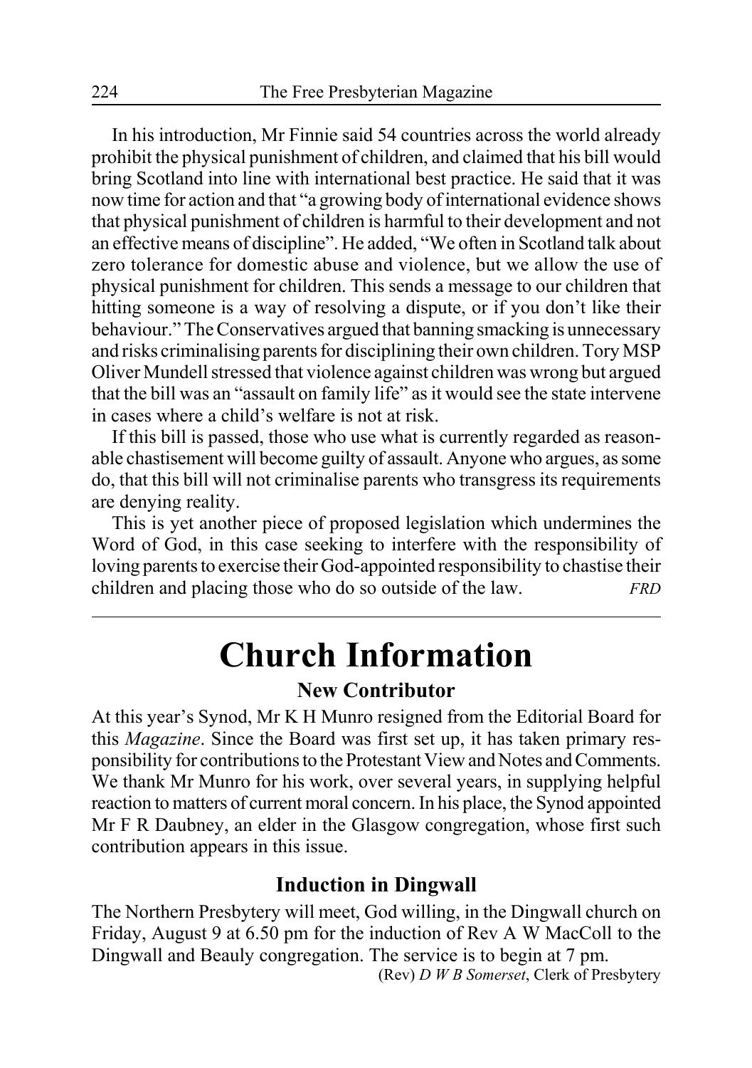In his introduction, Mr Finnie said 54 countries across the world already prohibit the physical punishment of children, and claimed that his bill would bring Scotland into line with international best practice. He said that it was now time for action and that "a growing body of international evidence shows that physical punishment of children is harmful to their development and not an effective means of discipline". He added, "We often in Scotland talk about zero tolerance for domestic abuse and violence, but we allow the use of physical punishment for children. This sends a message to our children that hitting someone is a way of resolving a dispute, or if you don't like their behaviour." The Conservatives argued that banning smacking is unnecessary and risks criminalising parents for disciplining their own children. Tory MSP Oliver Mundell stressed that violence against children was wrong but argued that the bill was an "assault on family life" as it would see the state intervene in cases where a child's welfare is not at risk.

If this bill is passed, those who use what is currently regarded as reasonable chastisement will become guilty of assault. Anyone who argues, as some do, that this bill will not criminalise parents who transgress its requirements are denying reality.

This is yet another piece of proposed legislation which undermines the Word of God, in this case seeking to interfere with the responsibility of loving parents to exercise their God-appointed responsibility to chastise their children and placing those who do so outside of the law. *FRD*

# Church Information

### New Contributor

At this year's Synod, Mr K H Munro resigned from the Editorial Board for this *Magazine*. Since the Board was first set up, it has taken primary responsibility for contributions to the Protestant View and Notes and Comments. We thank Mr Munro for his work, over several years, in supplying helpful reaction to matters of current moral concern. In his place, the Synod appointed Mr F R Daubney, an elder in the Glasgow congregation, whose first such contribution appears in this issue.

### Induction in Dingwall

The Northern Presbytery will meet, God willing, in the Dingwall church on Friday, August 9 at 6.50 pm for the induction of Rev A W MacColl to the Dingwall and Beauly congregation. The service is to begin at 7 pm.

(Rev) *D W B Somerset*, Clerk of Presbytery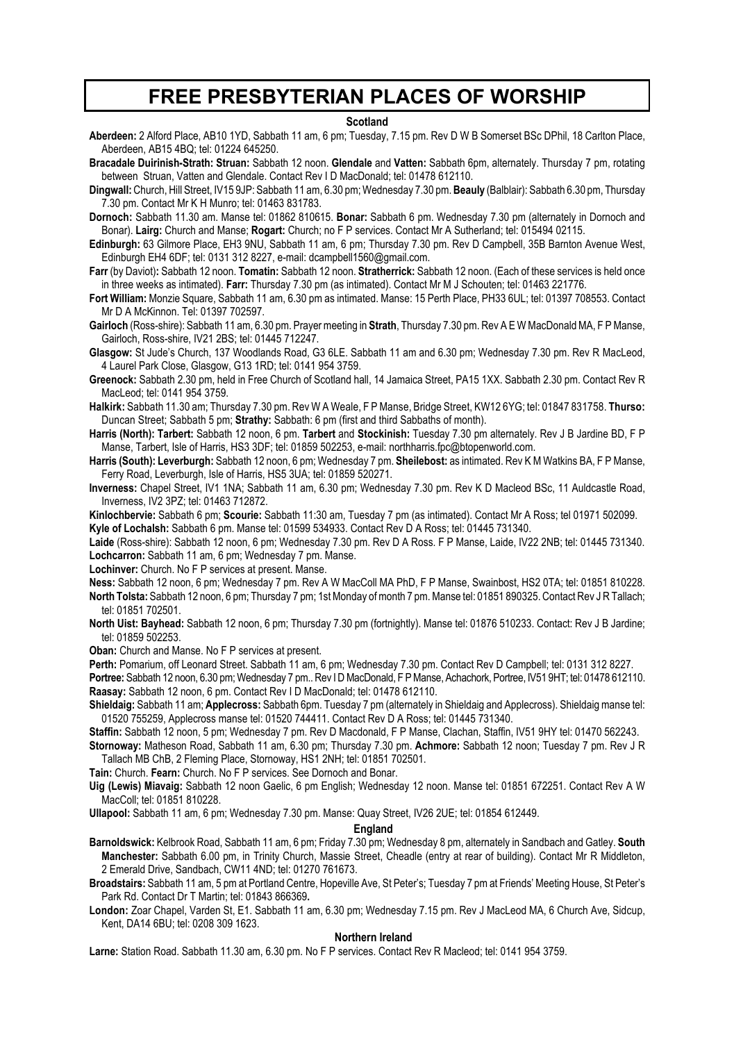# FREE PRESBYTERIAN PLACES OF WORSHIP

## Scotland

**Aberdeen:** 2 Alford Place, AB10 1YD, Sabbath 11 am, 6 pm; Tuesday, 7.15 pm. Rev D W B Somerset BSc DPhil, 18 Carlton Place, Aberdeen, AB15 4BQ; tel: 01224 645250.

**Bracadale Duirinish-Strath: Struan:** Sabbath 12 noon. **Glendale** and **Vatten:** Sabbath 6pm, alternately. Thursday 7 pm, rotating between Struan, Vatten and Glendale. Contact Rev I D MacDonald; tel: 01478 612110.

**Dingwall:** Church, Hill Street, IV15 9JP: Sabbath 11 am, 6.30 pm; Wednesday 7.30 pm. **Beauly** (Balblair): Sabbath 6.30 pm, Thursday 7.30 pm. Contact Mr K H Munro; tel: 01463 831783.

**Dornoch:** Sabbath 11.30 am. Manse tel: 01862 810615. **Bonar:** Sabbath 6 pm. Wednesday 7.30 pm (alternately in Dornoch and Bonar). **Lairg:** Church and Manse; **Rogart:** Church; no F P services. Contact Mr A Sutherland; tel: 015494 02115.

**Edinburgh:** 63 Gilmore Place, EH3 9NU, Sabbath 11 am, 6 pm; Thursday 7.30 pm. Rev D Campbell, 35B Barnton Avenue West, Edinburgh EH4 6DF; tel: 0131 312 8227, e-mail: dcampbell1560@gmail.com.

**Farr** (by Daviot)**:** Sabbath 12 noon. **Tomatin:** Sabbath 12 noon. **Stratherrick:** Sabbath 12 noon. (Each of these services is held once in three weeks as intimated). **Farr:** Thursday 7.30 pm (as intimated). Contact Mr M J Schouten; tel: 01463 221776.

**Fort William:** Monzie Square, Sabbath 11 am, 6.30 pm as intimated. Manse: 15 Perth Place, PH33 6UL; tel: 01397 708553. Contact Mr D A McKinnon. Tel: 01397 702597.

**Gairloch** (Ross-shire): Sabbath 11 am, 6.30 pm. Prayer meeting in **Strath**, Thursday 7.30 pm. Rev A E W MacDonald MA, F P Manse, Gairloch, Ross-shire, IV21 2BS; tel: 01445 712247.

**Glasgow:** St Jude's Church, 137 Woodlands Road, G3 6LE. Sabbath 11 am and 6.30 pm; Wednesday 7.30 pm. Rev R MacLeod, 4 Laurel Park Close, Glasgow, G13 1RD; tel: 0141 954 3759.

**Greenock:** Sabbath 2.30 pm, held in Free Church of Scotland hall, 14 Jamaica Street, PA15 1XX. Sabbath 2.30 pm. Contact Rev R MacLeod; tel: 0141 954 3759.

**Halkirk:** Sabbath 11.30 am; Thursday 7.30 pm. Rev W A Weale, F P Manse, Bridge Street, KW12 6YG; tel: 01847 831758. **Thurso:** Duncan Street; Sabbath 5 pm; **Strathy:** Sabbath: 6 pm (first and third Sabbaths of month).

**Harris (North): Tarbert:** Sabbath 12 noon, 6 pm. **Tarbert** and **Stockinish:** Tuesday 7.30 pm alternately. Rev J B Jardine BD, F P Manse, Tarbert, Isle of Harris, HS3 3DF; tel: 01859 502253, e-mail: northharris.fpc@btopenworld.com.

**Harris (South): Leverburgh:** Sabbath 12 noon, 6 pm; Wednesday 7 pm. **Sheilebost:** as intimated. Rev K M Watkins BA, F P Manse, Ferry Road, Leverburgh, Isle of Harris, HS5 3UA; tel: 01859 520271.

**Inverness:** Chapel Street, IV1 1NA; Sabbath 11 am, 6.30 pm; Wednesday 7.30 pm. Rev K D Macleod BSc, 11 Auldcastle Road, Inverness, IV2 3PZ; tel: 01463 712872.

**Kinlochbervie:** Sabbath 6 pm; **Scourie:** Sabbath 11:30 am, Tuesday 7 pm (as intimated). Contact Mr A Ross; tel 01971 502099.

**Kyle of Lochalsh:** Sabbath 6 pm. Manse tel: 01599 534933. Contact Rev D A Ross; tel: 01445 731340.

**Laide** (Ross-shire): Sabbath 12 noon, 6 pm; Wednesday 7.30 pm. Rev D A Ross. F P Manse, Laide, IV22 2NB; tel: 01445 731340.

**Lochcarron:** Sabbath 11 am, 6 pm; Wednesday 7 pm. Manse.

**Lochinver:** Church. No F P services at present. Manse.

**Ness:** Sabbath 12 noon, 6 pm; Wednesday 7 pm. Rev A W MacColl MA PhD, F P Manse, Swainbost, HS2 0TA; tel: 01851 810228.

**North Tolsta:** Sabbath 12 noon, 6 pm; Thursday 7 pm; 1st Monday of month 7 pm. Manse tel: 01851 890325. Contact Rev J R Tallach; tel: 01851 702501.

**North Uist: Bayhead:** Sabbath 12 noon, 6 pm; Thursday 7.30 pm (fortnightly). Manse tel: 01876 510233. Contact: Rev J B Jardine; tel: 01859 502253.

**Oban:** Church and Manse. No F P services at present.

**Perth:** Pomarium, off Leonard Street. Sabbath 11 am, 6 pm; Wednesday 7.30 pm. Contact Rev D Campbell; tel: 0131 312 8227.

**Portree:** Sabbath 12 noon, 6.30 pm; Wednesday 7 pm.. Rev I D MacDonald, F P Manse, Achachork, Portree, IV51 9HT; tel: 01478 612110.

**Raasay:** Sabbath 12 noon, 6 pm. Contact Rev I D MacDonald; tel: 01478 612110.

**Shieldaig:** Sabbath 11 am; **Applecross:** Sabbath 6pm. Tuesday 7 pm (alternately in Shieldaig and Applecross). Shieldaig manse tel: 01520 755259, Applecross manse tel: 01520 744411. Contact Rev D A Ross; tel: 01445 731340.

**Staffin:** Sabbath 12 noon, 5 pm; Wednesday 7 pm. Rev D Macdonald, F P Manse, Clachan, Staffin, IV51 9HY tel: 01470 562243.

**Stornoway:** Matheson Road, Sabbath 11 am, 6.30 pm; Thursday 7.30 pm. **Achmore:** Sabbath 12 noon; Tuesday 7 pm. Rev J R Tallach MB ChB, 2 Fleming Place, Stornoway, HS1 2NH; tel: 01851 702501.

**Tain:** Church. **Fearn:** Church. No F P services. See Dornoch and Bonar.

**Uig (Lewis) Miavaig:** Sabbath 12 noon Gaelic, 6 pm English; Wednesday 12 noon. Manse tel: 01851 672251. Contact Rev A W MacColl; tel: 01851 810228.

**Ullapool:** Sabbath 11 am, 6 pm; Wednesday 7.30 pm. Manse: Quay Street, IV26 2UE; tel: 01854 612449.

## England

**Barnoldswick:** Kelbrook Road, Sabbath 11 am, 6 pm; Friday 7.30 pm; Wednesday 8 pm, alternately in Sandbach and Gatley. **South Manchester:** Sabbath 6.00 pm, in Trinity Church, Massie Street, Cheadle (entry at rear of building). Contact Mr R Middleton, 2 Emerald Drive, Sandbach, CW11 4ND; tel: 01270 761673.

**Broadstairs:** Sabbath 11 am, 5 pm at Portland Centre, Hopeville Ave, St Peter's; Tuesday 7 pm at Friends' Meeting House, St Peter's Park Rd. Contact Dr T Martin; tel: 01843 866369**.**

**London:** Zoar Chapel, Varden St, E1. Sabbath 11 am, 6.30 pm; Wednesday 7.15 pm. Rev J MacLeod MA, 6 Church Ave, Sidcup, Kent, DA14 6BU; tel: 0208 309 1623.

## Northern Ireland

**Larne:** Station Road. Sabbath 11.30 am, 6.30 pm. No F P services. Contact Rev R Macleod; tel: 0141 954 3759.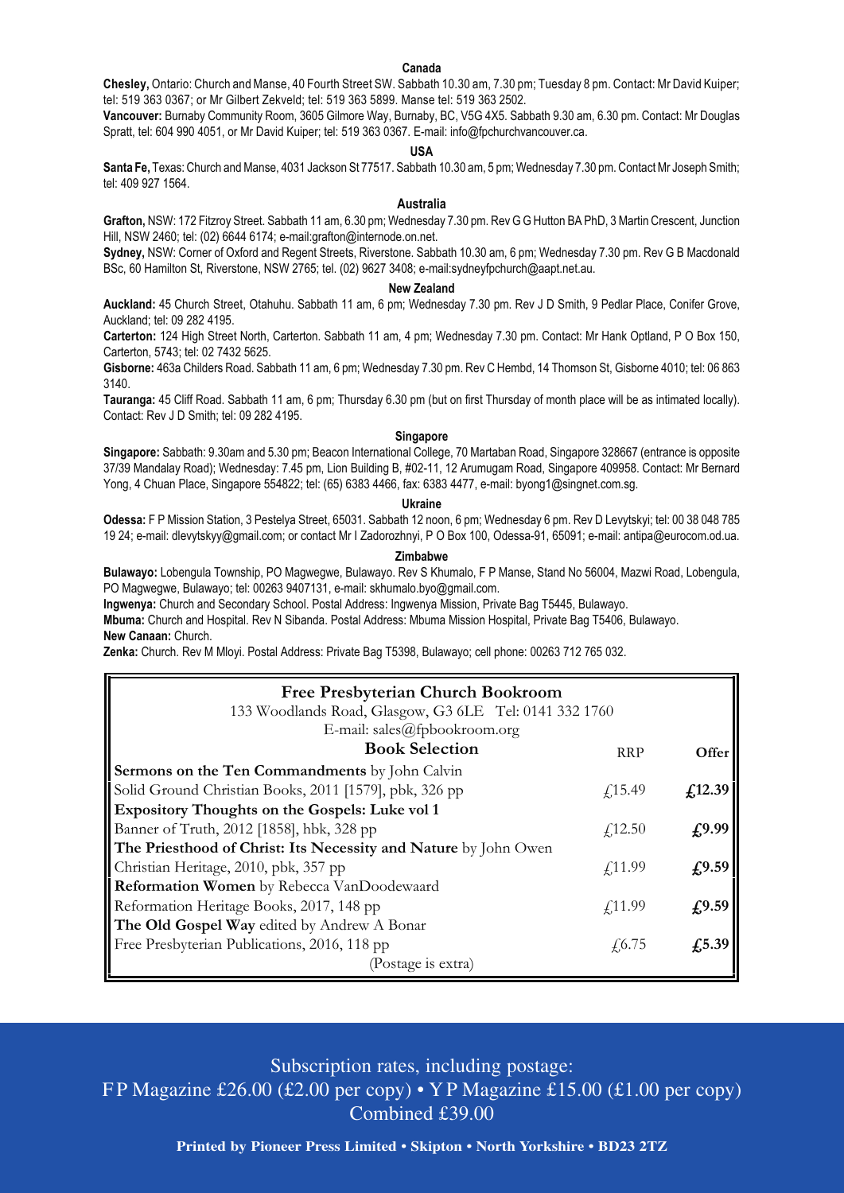### Canada

**Chesley,** Ontario: Church and Manse, 40 Fourth Street SW. Sabbath 10.30 am, 7.30 pm; Tuesday 8 pm. Contact: Mr David Kuiper; tel: 519 363 0367; or Mr Gilbert Zekveld; tel: 519 363 5899. Manse tel: 519 363 2502.

**Vancouver:** Burnaby Community Room, 3605 Gilmore Way, Burnaby, BC, V5G 4X5. Sabbath 9.30 am, 6.30 pm. Contact: Mr Douglas Spratt, tel: 604 990 4051, or Mr David Kuiper; tel: 519 363 0367. E-mail: info@fpchurchvancouver.ca.

### USA

**Santa Fe,** Texas: Church and Manse, 4031 Jackson St 77517. Sabbath 10.30 am, 5 pm; Wednesday 7.30 pm. Contact Mr Joseph Smith; tel: 409 927 1564.

### Australia

**Grafton,** NSW: 172 Fitzroy Street. Sabbath 11 am, 6.30 pm; Wednesday 7.30 pm. Rev G G Hutton BA PhD, 3 Martin Crescent, Junction Hill, NSW 2460; tel: (02) 6644 6174; e-mail:grafton@internode.on.net.

**Sydney,** NSW: Corner of Oxford and Regent Streets, Riverstone. Sabbath 10.30 am, 6 pm; Wednesday 7.30 pm. Rev G B Macdonald BSc, 60 Hamilton St, Riverstone, NSW 2765; tel. (02) 9627 3408; e-mail:sydneyfpchurch@aapt.net.au.

### New Zealand

**Auckland:** 45 Church Street, Otahuhu. Sabbath 11 am, 6 pm; Wednesday 7.30 pm. Rev J D Smith, 9 Pedlar Place, Conifer Grove, Auckland; tel: 09 282 4195.

**Carterton:** 124 High Street North, Carterton. Sabbath 11 am, 4 pm; Wednesday 7.30 pm. Contact: Mr Hank Optland, P O Box 150, Carterton, 5743; tel: 02 7432 5625.

**Gisborne:** 463a Childers Road. Sabbath 11 am, 6 pm; Wednesday 7.30 pm. Rev C Hembd, 14 Thomson St, Gisborne 4010; tel: 06 863 3140.

**Tauranga:** 45 Cliff Road. Sabbath 11 am, 6 pm; Thursday 6.30 pm (but on first Thursday of month place will be as intimated locally). Contact: Rev J D Smith; tel: 09 282 4195.

### Singapore

**Singapore:** Sabbath: 9.30am and 5.30 pm; Beacon International College, 70 Martaban Road, Singapore 328667 (entrance is opposite 37/39 Mandalay Road); Wednesday: 7.45 pm, Lion Building B, #02-11, 12 Arumugam Road, Singapore 409958. Contact: Mr Bernard Yong, 4 Chuan Place, Singapore 554822; tel: (65) 6383 4466, fax: 6383 4477, e-mail: byong1@singnet.com.sg.

### Ukraine

**Odessa:** F P Mission Station, 3 Pestelya Street, 65031. Sabbath 12 noon, 6 pm; Wednesday 6 pm. Rev D Levytskyi; tel: 00 38 048 785 19 24; e-mail: dlevytskyy@gmail.com; or contact Mr I Zadorozhnyi, P O Box 100, Odessa-91, 65091; e-mail: antipa@eurocom.od.ua.

### Zimbabwe

**Bulawayo:** Lobengula Township, PO Magwegwe, Bulawayo. Rev S Khumalo, F P Manse, Stand No 56004, Mazwi Road, Lobengula, PO Magwegwe, Bulawayo; tel: 00263 9407131, e-mail: skhumalo.byo@gmail.com.

**Ingwenya:** Church and Secondary School. Postal Address: Ingwenya Mission, Private Bag T5445, Bulawayo.

**Mbuma:** Church and Hospital. Rev N Sibanda. Postal Address: Mbuma Mission Hospital, Private Bag T5406, Bulawayo.

**New Canaan:** Church.

**Zenka:** Church. Rev M Mloyi. Postal Address: Private Bag T5398, Bulawayo; cell phone: 00263 712 765 032.

## Free Presbyterian Church Bookroom

133 Woodlands Road, Glasgow, G3 6LE Tel: 0141 332 1760

E-mail: sales@fpbookroom.org

| Book Selection | RRP | Offer |
|---|---|---|
| **Sermons on the Ten Commandments** by John Calvin | | |
| Solid Ground Christian Books, 2011 [1579], pbk, 326 pp | £15.49 | **£12.39** |
| **Expository Thoughts on the Gospels: Luke vol 1** | | |
| Banner of Truth, 2012 [1858], hbk, 328 pp | £12.50 | **£9.99** |
| **The Priesthood of Christ: Its Necessity and Nature** by John Owen | | |
| Christian Heritage, 2010, pbk, 357 pp | £11.99 | **£9.59** |
| **Reformation Women** by Rebecca VanDoodewaard | | |
| Reformation Heritage Books, 2017, 148 pp | £11.99 | **£9.59** |
| **The Old Gospel Way** edited by Andrew A Bonar | | |
| Free Presbyterian Publications, 2016, 118 pp | £6.75 | **£5.39** |

(Postage is extra)

Subscription rates, including postage:
F P Magazine £26.00 (£2.00 per copy) • Y P Magazine £15.00 (£1.00 per copy)
Combined £39.00

**Printed by Pioneer Press Limited • Skipton • North Yorkshire • BD23 2TZ**